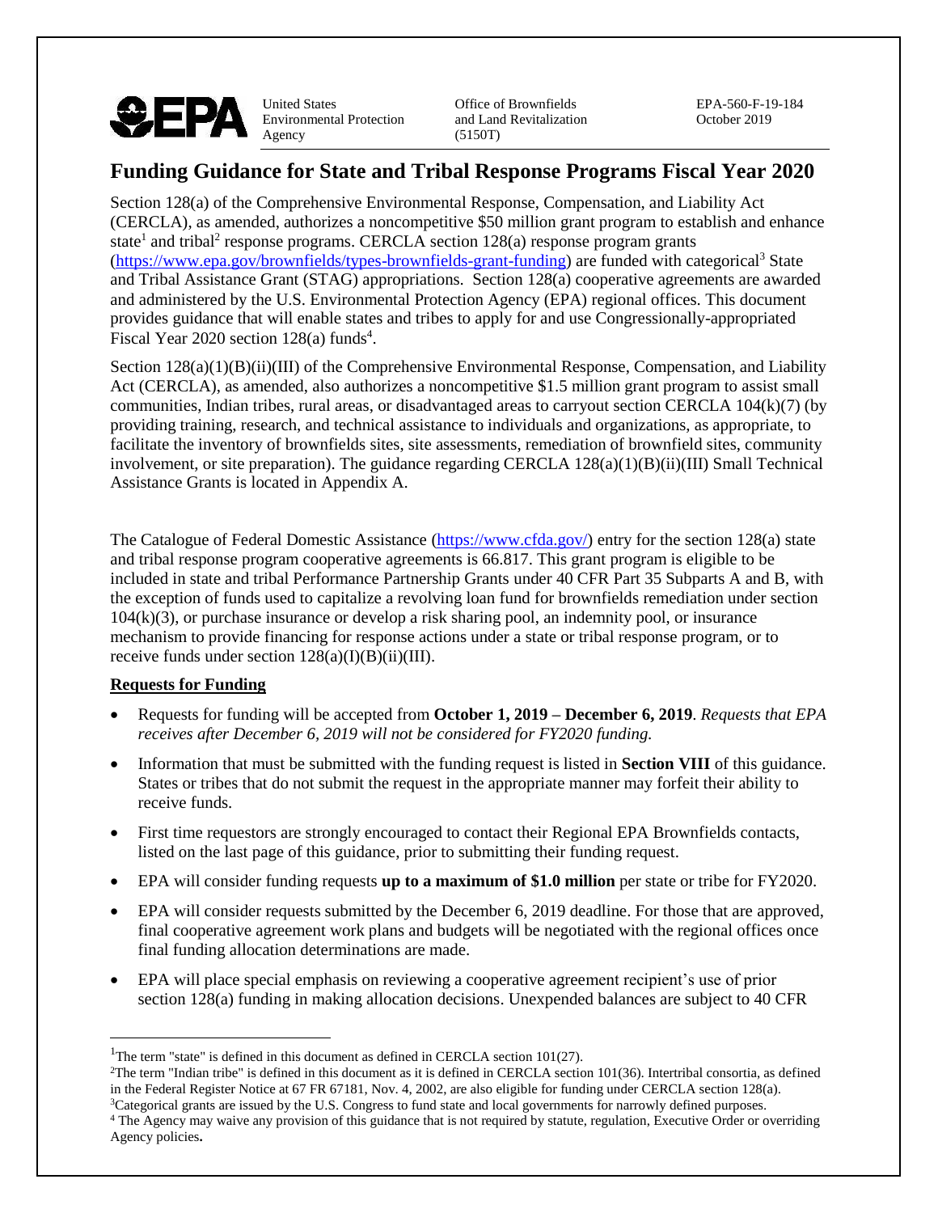United States Environmental Protection Agency | Office of Brownfields and Land Revitalization (5150T) | EPA-560-F-19-184 October 2019

# Funding Guidance for State and Tribal Response Programs Fiscal Year 2020

Section 128(a) of the Comprehensive Environmental Response, Compensation, and Liability Act (CERCLA), as amended, authorizes a noncompetitive $50 million grant program to establish and enhance state[1] and tribal[2] response programs. CERCLA section 128(a) response program grants (https://www.epa.gov/brownfields/types-brownfields-grant-funding) are funded with categorical[3] State and Tribal Assistance Grant (STAG) appropriations. Section 128(a) cooperative agreements are awarded and administered by the U.S. Environmental Protection Agency (EPA) regional offices. This document provides guidance that will enable states and tribes to apply for and use Congressionally-appropriated Fiscal Year 2020 section 128(a) funds[4].

Section 128(a)(1)(B)(ii)(III) of the Comprehensive Environmental Response, Compensation, and Liability Act (CERCLA), as amended, also authorizes a noncompetitive $1.5 million grant program to assist small communities, Indian tribes, rural areas, or disadvantaged areas to carryout section CERCLA 104(k)(7) (by providing training, research, and technical assistance to individuals and organizations, as appropriate, to facilitate the inventory of brownfields sites, site assessments, remediation of brownfield sites, community involvement, or site preparation). The guidance regarding CERCLA 128(a)(1)(B)(ii)(III) Small Technical Assistance Grants is located in Appendix A.

The Catalogue of Federal Domestic Assistance (https://www.cfda.gov/) entry for the section 128(a) state and tribal response program cooperative agreements is 66.817. This grant program is eligible to be included in state and tribal Performance Partnership Grants under 40 CFR Part 35 Subparts A and B, with the exception of funds used to capitalize a revolving loan fund for brownfields remediation under section 104(k)(3), or purchase insurance or develop a risk sharing pool, an indemnity pool, or insurance mechanism to provide financing for response actions under a state or tribal response program, or to receive funds under section 128(a)(I)(B)(ii)(III).

**Requests for Funding**

- Requests for funding will be accepted from **October 1, 2019 – December 6, 2019**. *Requests that EPA receives after December 6, 2019 will not be considered for FY2020 funding.*
- Information that must be submitted with the funding request is listed in **Section VIII** of this guidance. States or tribes that do not submit the request in the appropriate manner may forfeit their ability to receive funds.
- First time requestors are strongly encouraged to contact their Regional EPA Brownfields contacts, listed on the last page of this guidance, prior to submitting their funding request.
- EPA will consider funding requests **up to a maximum of $1.0 million** per state or tribe for FY2020.
- EPA will consider requests submitted by the December 6, 2019 deadline. For those that are approved, final cooperative agreement work plans and budgets will be negotiated with the regional offices once final funding allocation determinations are made.
- EPA will place special emphasis on reviewing a cooperative agreement recipient's use of prior section 128(a) funding in making allocation decisions. Unexpended balances are subject to 40 CFR

[1] The term "state" is defined in this document as defined in CERCLA section 101(27).

[2] The term "Indian tribe" is defined in this document as it is defined in CERCLA section 101(36). Intertribal consortia, as defined in the Federal Register Notice at 67 FR 67181, Nov. 4, 2002, are also eligible for funding under CERCLA section 128(a).

[3] Categorical grants are issued by the U.S. Congress to fund state and local governments for narrowly defined purposes.

[4] The Agency may waive any provision of this guidance that is not required by statute, regulation, Executive Order or overriding Agency policies.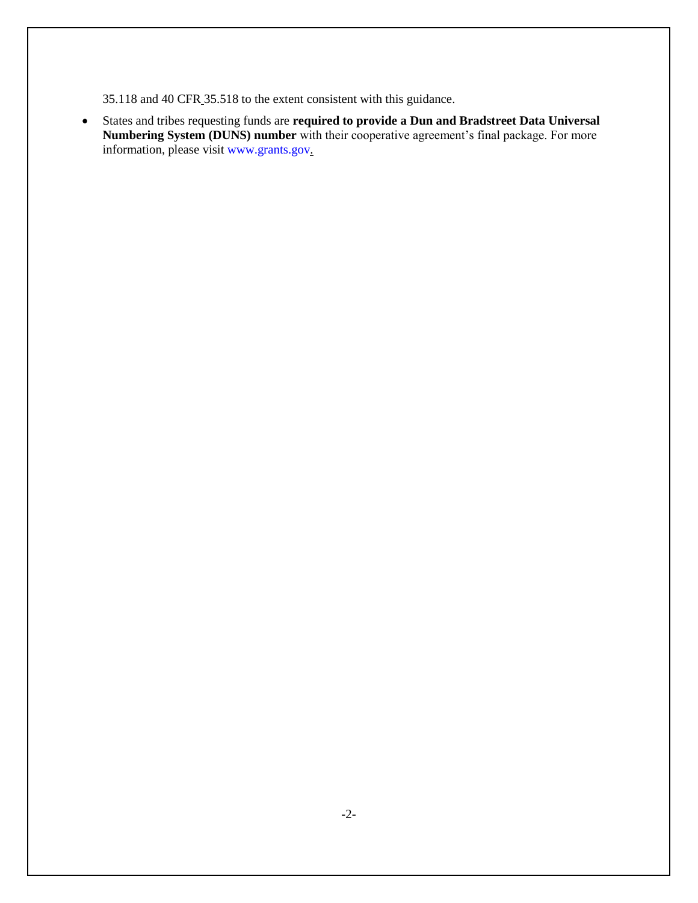35.118 and 40 CFR 35.518 to the extent consistent with this guidance.

- States and tribes requesting funds are **required to provide a Dun and Bradstreet Data Universal Numbering System (DUNS) number** with their cooperative agreement's final package. For more information, please visit www.grants.gov.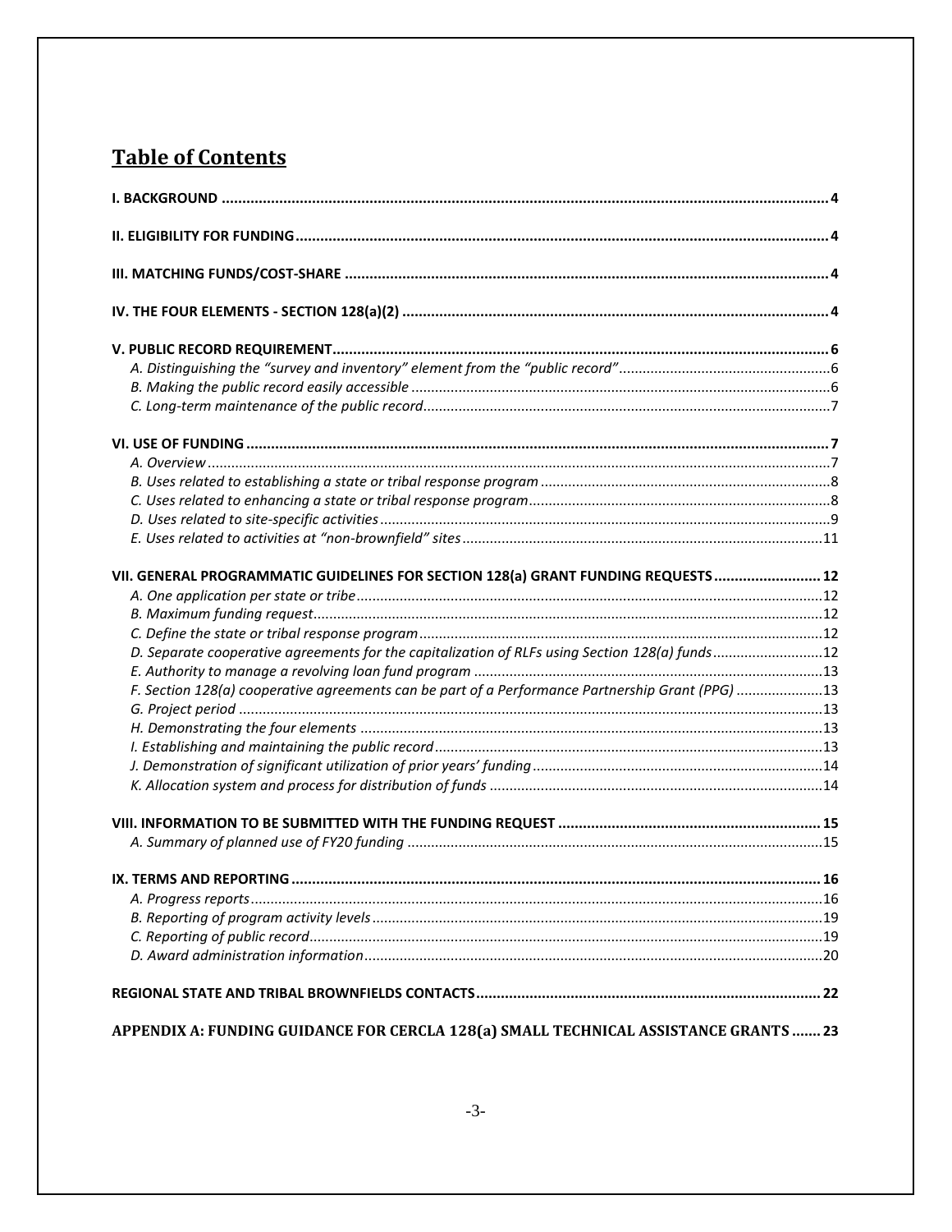## Table of Contents

**I. BACKGROUND** .......... **4**

**II. ELIGIBILITY FOR FUNDING** .......... **4**

**III. MATCHING FUNDS/COST-SHARE** .......... **4**

**IV. THE FOUR ELEMENTS - SECTION 128(a)(2)** .......... **4**

**V. PUBLIC RECORD REQUIREMENT** .......... **6**

*A. Distinguishing the "survey and inventory" element from the "public record"* .......... 6

*B. Making the public record easily accessible* .......... 6

*C. Long-term maintenance of the public record* .......... 7

**VI. USE OF FUNDING** .......... **7**

*A. Overview* .......... 7

*B. Uses related to establishing a state or tribal response program* .......... 8

*C. Uses related to enhancing a state or tribal response program* .......... 8

*D. Uses related to site-specific activities* .......... 9

*E. Uses related to activities at "non-brownfield" sites* .......... 11

**VII. GENERAL PROGRAMMATIC GUIDELINES FOR SECTION 128(a) GRANT FUNDING REQUESTS** .......... **12**

*A. One application per state or tribe* .......... 12

*B. Maximum funding request* .......... 12

*C. Define the state or tribal response program* .......... 12

*D. Separate cooperative agreements for the capitalization of RLFs using Section 128(a) funds* .......... 12

*E. Authority to manage a revolving loan fund program* .......... 13

*F. Section 128(a) cooperative agreements can be part of a Performance Partnership Grant (PPG)* .......... 13

*G. Project period* .......... 13

*H. Demonstrating the four elements* .......... 13

*I. Establishing and maintaining the public record* .......... 13

*J. Demonstration of significant utilization of prior years' funding* .......... 14

*K. Allocation system and process for distribution of funds* .......... 14

**VIII. INFORMATION TO BE SUBMITTED WITH THE FUNDING REQUEST** .......... **15**

*A. Summary of planned use of FY20 funding* .......... 15

**IX. TERMS AND REPORTING** .......... **16**

*A. Progress reports* .......... 16

*B. Reporting of program activity levels* .......... 19

*C. Reporting of public record* .......... 19

*D. Award administration information* .......... 20

**REGIONAL STATE AND TRIBAL BROWNFIELDS CONTACTS** .......... **22**

**APPENDIX A: FUNDING GUIDANCE FOR CERCLA 128(a) SMALL TECHNICAL ASSISTANCE GRANTS** .......... **23**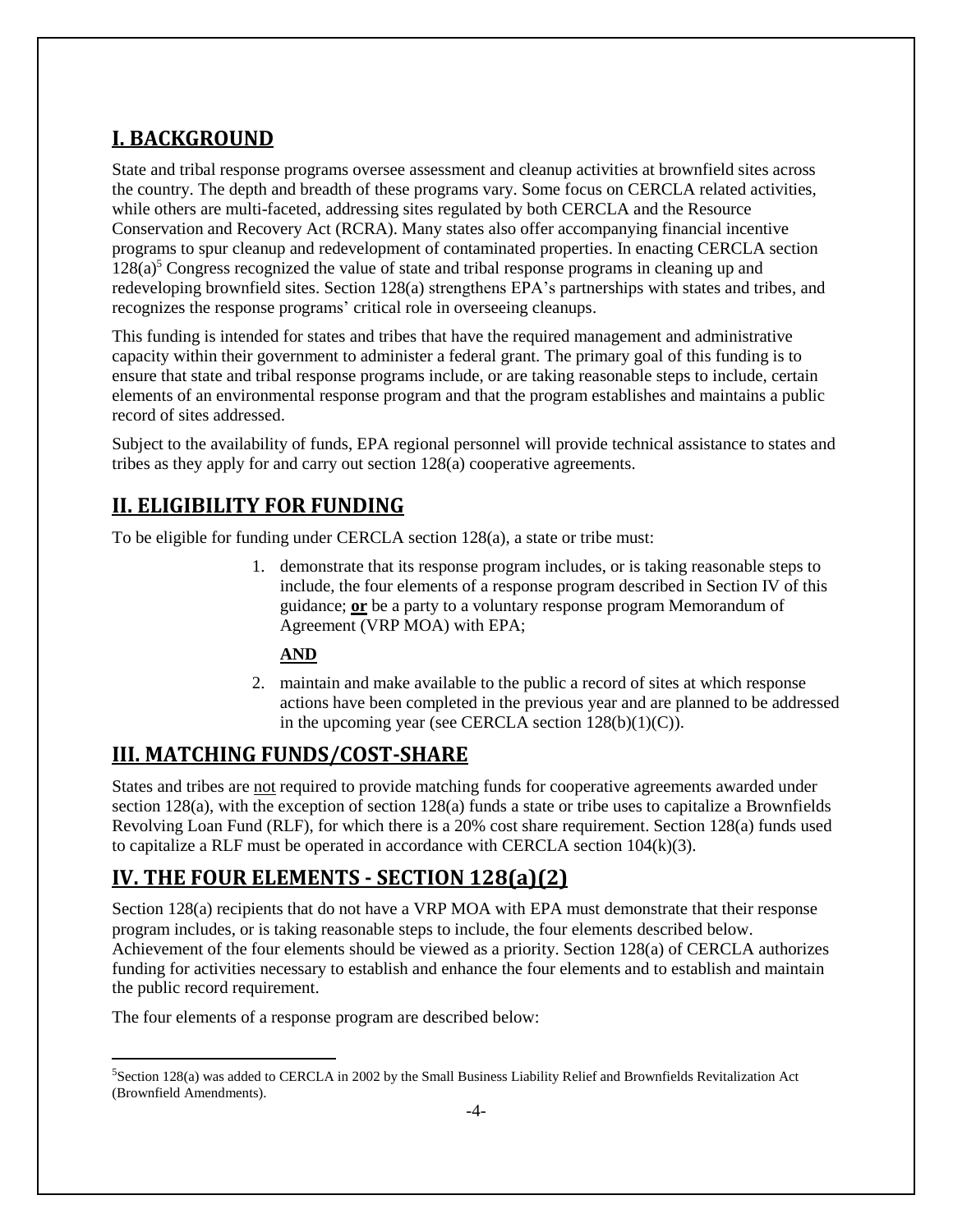## I. BACKGROUND

State and tribal response programs oversee assessment and cleanup activities at brownfield sites across the country. The depth and breadth of these programs vary. Some focus on CERCLA related activities, while others are multi-faceted, addressing sites regulated by both CERCLA and the Resource Conservation and Recovery Act (RCRA). Many states also offer accompanying financial incentive programs to spur cleanup and redevelopment of contaminated properties. In enacting CERCLA section 128(a)[5] Congress recognized the value of state and tribal response programs in cleaning up and redeveloping brownfield sites. Section 128(a) strengthens EPA's partnerships with states and tribes, and recognizes the response programs' critical role in overseeing cleanups.

This funding is intended for states and tribes that have the required management and administrative capacity within their government to administer a federal grant. The primary goal of this funding is to ensure that state and tribal response programs include, or are taking reasonable steps to include, certain elements of an environmental response program and that the program establishes and maintains a public record of sites addressed.

Subject to the availability of funds, EPA regional personnel will provide technical assistance to states and tribes as they apply for and carry out section 128(a) cooperative agreements.

## II. ELIGIBILITY FOR FUNDING

To be eligible for funding under CERCLA section 128(a), a state or tribe must:

1. demonstrate that its response program includes, or is taking reasonable steps to include, the four elements of a response program described in Section IV of this guidance; **or** be a party to a voluntary response program Memorandum of Agreement (VRP MOA) with EPA;

   **AND**

2. maintain and make available to the public a record of sites at which response actions have been completed in the previous year and are planned to be addressed in the upcoming year (see CERCLA section 128(b)(1)(C)).

## III. MATCHING FUNDS/COST-SHARE

States and tribes are not required to provide matching funds for cooperative agreements awarded under section 128(a), with the exception of section 128(a) funds a state or tribe uses to capitalize a Brownfields Revolving Loan Fund (RLF), for which there is a 20% cost share requirement. Section 128(a) funds used to capitalize a RLF must be operated in accordance with CERCLA section 104(k)(3).

## IV. THE FOUR ELEMENTS - SECTION 128(a)(2)

Section 128(a) recipients that do not have a VRP MOA with EPA must demonstrate that their response program includes, or is taking reasonable steps to include, the four elements described below. Achievement of the four elements should be viewed as a priority. Section 128(a) of CERCLA authorizes funding for activities necessary to establish and enhance the four elements and to establish and maintain the public record requirement.

The four elements of a response program are described below:

[5] Section 128(a) was added to CERCLA in 2002 by the Small Business Liability Relief and Brownfields Revitalization Act (Brownfield Amendments).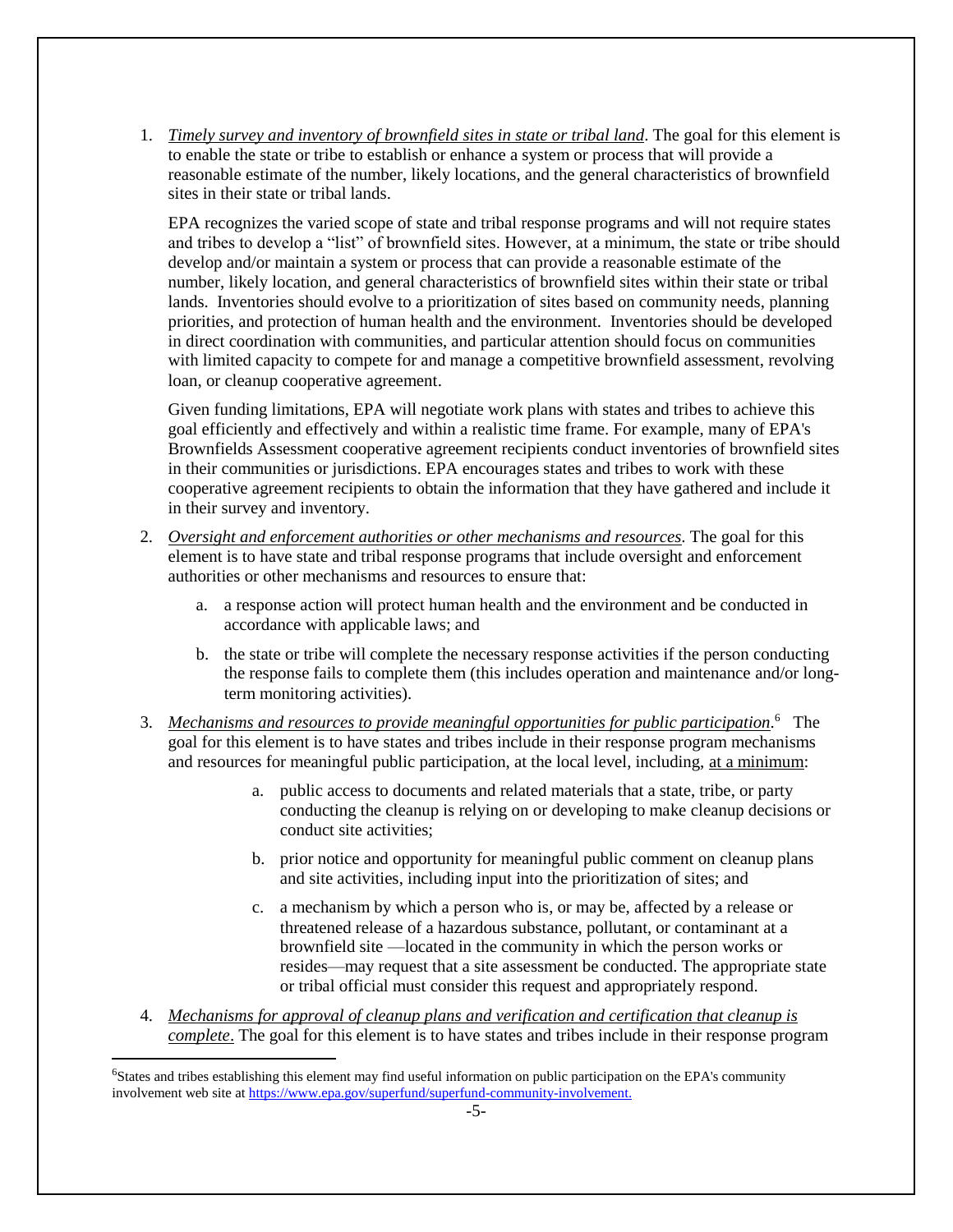1. *Timely survey and inventory of brownfield sites in state or tribal land*. The goal for this element is to enable the state or tribe to establish or enhance a system or process that will provide a reasonable estimate of the number, likely locations, and the general characteristics of brownfield sites in their state or tribal lands.

   EPA recognizes the varied scope of state and tribal response programs and will not require states and tribes to develop a "list" of brownfield sites. However, at a minimum, the state or tribe should develop and/or maintain a system or process that can provide a reasonable estimate of the number, likely location, and general characteristics of brownfield sites within their state or tribal lands. Inventories should evolve to a prioritization of sites based on community needs, planning priorities, and protection of human health and the environment. Inventories should be developed in direct coordination with communities, and particular attention should focus on communities with limited capacity to compete for and manage a competitive brownfield assessment, revolving loan, or cleanup cooperative agreement.

   Given funding limitations, EPA will negotiate work plans with states and tribes to achieve this goal efficiently and effectively and within a realistic time frame. For example, many of EPA's Brownfields Assessment cooperative agreement recipients conduct inventories of brownfield sites in their communities or jurisdictions. EPA encourages states and tribes to work with these cooperative agreement recipients to obtain the information that they have gathered and include it in their survey and inventory.

2. *Oversight and enforcement authorities or other mechanisms and resources.* The goal for this element is to have state and tribal response programs that include oversight and enforcement authorities or other mechanisms and resources to ensure that:

   a. a response action will protect human health and the environment and be conducted in accordance with applicable laws; and

   b. the state or tribe will complete the necessary response activities if the person conducting the response fails to complete them (this includes operation and maintenance and/or long-term monitoring activities).

3. *Mechanisms and resources to provide meaningful opportunities for public participation*.[6] The goal for this element is to have states and tribes include in their response program mechanisms and resources for meaningful public participation, at the local level, including, at a minimum:

   a. public access to documents and related materials that a state, tribe, or party conducting the cleanup is relying on or developing to make cleanup decisions or conduct site activities;

   b. prior notice and opportunity for meaningful public comment on cleanup plans and site activities, including input into the prioritization of sites; and

   c. a mechanism by which a person who is, or may be, affected by a release or threatened release of a hazardous substance, pollutant, or contaminant at a brownfield site —located in the community in which the person works or resides—may request that a site assessment be conducted. The appropriate state or tribal official must consider this request and appropriately respond.

4. *Mechanisms for approval of cleanup plans and verification and certification that cleanup is complete*. The goal for this element is to have states and tribes include in their response program

---

[6] States and tribes establishing this element may find useful information on public participation on the EPA's community involvement web site at https://www.epa.gov/superfund/superfund-community-involvement.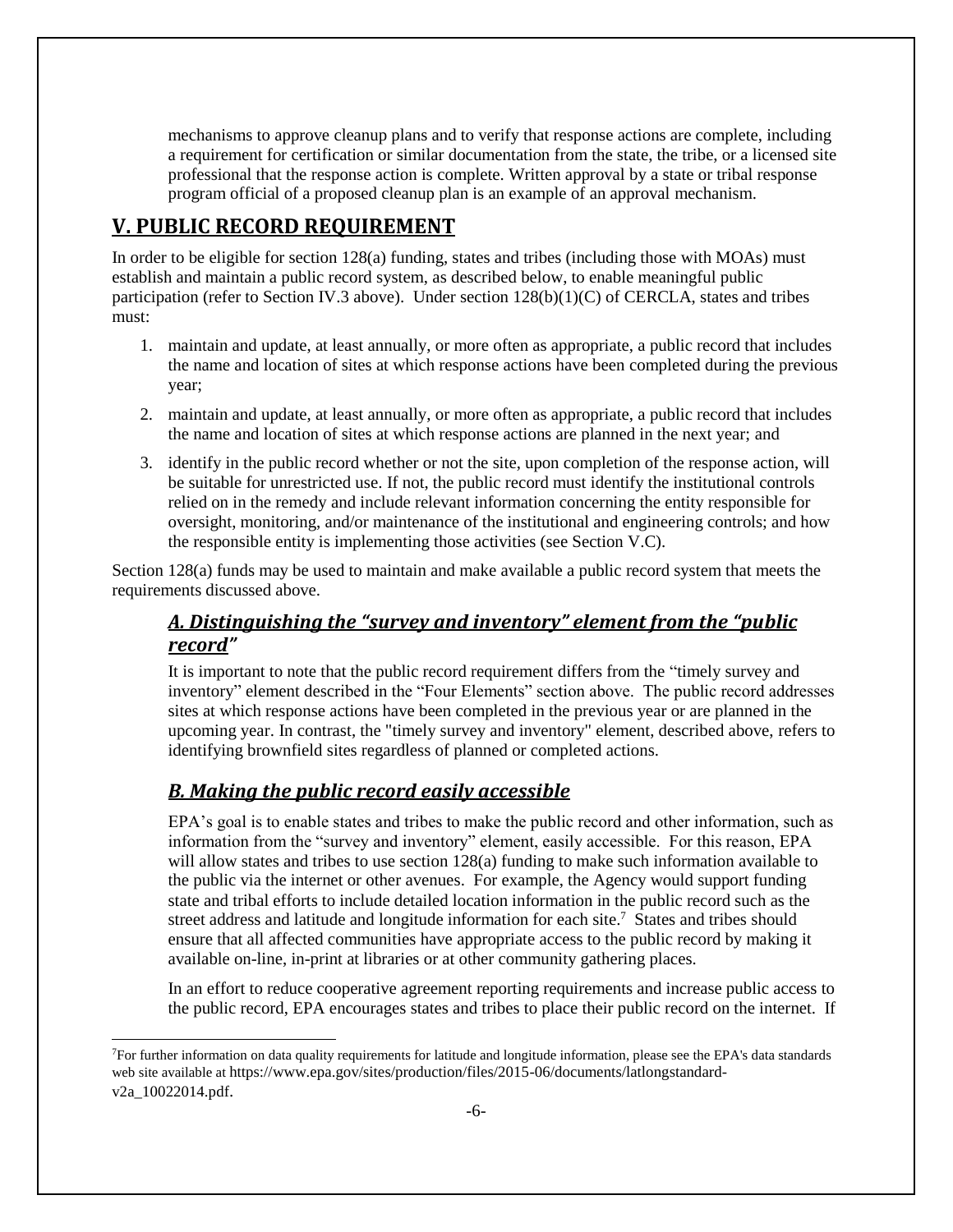mechanisms to approve cleanup plans and to verify that response actions are complete, including a requirement for certification or similar documentation from the state, the tribe, or a licensed site professional that the response action is complete. Written approval by a state or tribal response program official of a proposed cleanup plan is an example of an approval mechanism.

## V. PUBLIC RECORD REQUIREMENT

In order to be eligible for section 128(a) funding, states and tribes (including those with MOAs) must establish and maintain a public record system, as described below, to enable meaningful public participation (refer to Section IV.3 above). Under section 128(b)(1)(C) of CERCLA, states and tribes must:

1. maintain and update, at least annually, or more often as appropriate, a public record that includes the name and location of sites at which response actions have been completed during the previous year;
2. maintain and update, at least annually, or more often as appropriate, a public record that includes the name and location of sites at which response actions are planned in the next year; and
3. identify in the public record whether or not the site, upon completion of the response action, will be suitable for unrestricted use. If not, the public record must identify the institutional controls relied on in the remedy and include relevant information concerning the entity responsible for oversight, monitoring, and/or maintenance of the institutional and engineering controls; and how the responsible entity is implementing those activities (see Section V.C).

Section 128(a) funds may be used to maintain and make available a public record system that meets the requirements discussed above.

### *A. Distinguishing the "survey and inventory" element from the "public record"*

It is important to note that the public record requirement differs from the "timely survey and inventory" element described in the "Four Elements" section above. The public record addresses sites at which response actions have been completed in the previous year or are planned in the upcoming year. In contrast, the "timely survey and inventory" element, described above, refers to identifying brownfield sites regardless of planned or completed actions.

### *B. Making the public record easily accessible*

EPA's goal is to enable states and tribes to make the public record and other information, such as information from the "survey and inventory" element, easily accessible. For this reason, EPA will allow states and tribes to use section 128(a) funding to make such information available to the public via the internet or other avenues. For example, the Agency would support funding state and tribal efforts to include detailed location information in the public record such as the street address and latitude and longitude information for each site.[7] States and tribes should ensure that all affected communities have appropriate access to the public record by making it available on-line, in-print at libraries or at other community gathering places.

In an effort to reduce cooperative agreement reporting requirements and increase public access to the public record, EPA encourages states and tribes to place their public record on the internet. If

[7] For further information on data quality requirements for latitude and longitude information, please see the EPA's data standards web site available at https://www.epa.gov/sites/production/files/2015-06/documents/latlongstandard-v2a_10022014.pdf.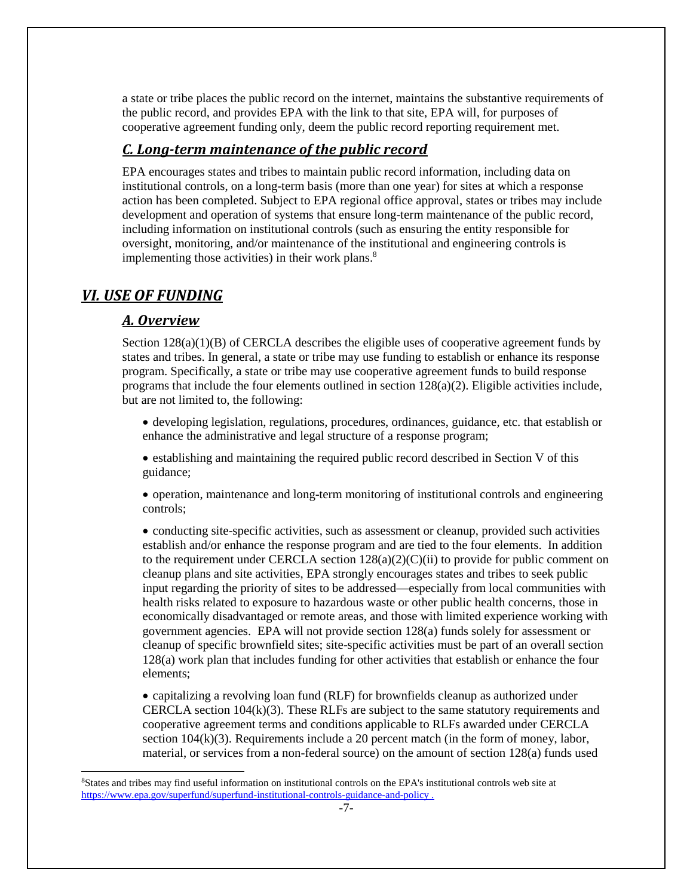a state or tribe places the public record on the internet, maintains the substantive requirements of the public record, and provides EPA with the link to that site, EPA will, for purposes of cooperative agreement funding only, deem the public record reporting requirement met.

### *C. Long-term maintenance of the public record*

EPA encourages states and tribes to maintain public record information, including data on institutional controls, on a long-term basis (more than one year) for sites at which a response action has been completed. Subject to EPA regional office approval, states or tribes may include development and operation of systems that ensure long-term maintenance of the public record, including information on institutional controls (such as ensuring the entity responsible for oversight, monitoring, and/or maintenance of the institutional and engineering controls is implementing those activities) in their work plans.[8]

## *VI. USE OF FUNDING*

### *A. Overview*

Section 128(a)(1)(B) of CERCLA describes the eligible uses of cooperative agreement funds by states and tribes. In general, a state or tribe may use funding to establish or enhance its response program. Specifically, a state or tribe may use cooperative agreement funds to build response programs that include the four elements outlined in section 128(a)(2). Eligible activities include, but are not limited to, the following:

- developing legislation, regulations, procedures, ordinances, guidance, etc. that establish or enhance the administrative and legal structure of a response program;
- establishing and maintaining the required public record described in Section V of this guidance;
- operation, maintenance and long-term monitoring of institutional controls and engineering controls;
- conducting site-specific activities, such as assessment or cleanup, provided such activities establish and/or enhance the response program and are tied to the four elements. In addition to the requirement under CERCLA section 128(a)(2)(C)(ii) to provide for public comment on cleanup plans and site activities, EPA strongly encourages states and tribes to seek public input regarding the priority of sites to be addressed—especially from local communities with health risks related to exposure to hazardous waste or other public health concerns, those in economically disadvantaged or remote areas, and those with limited experience working with government agencies. EPA will not provide section 128(a) funds solely for assessment or cleanup of specific brownfield sites; site-specific activities must be part of an overall section 128(a) work plan that includes funding for other activities that establish or enhance the four elements;
- capitalizing a revolving loan fund (RLF) for brownfields cleanup as authorized under CERCLA section 104(k)(3). These RLFs are subject to the same statutory requirements and cooperative agreement terms and conditions applicable to RLFs awarded under CERCLA section 104(k)(3). Requirements include a 20 percent match (in the form of money, labor, material, or services from a non-federal source) on the amount of section 128(a) funds used

---

[8] States and tribes may find useful information on institutional controls on the EPA's institutional controls web site at https://www.epa.gov/superfund/superfund-institutional-controls-guidance-and-policy .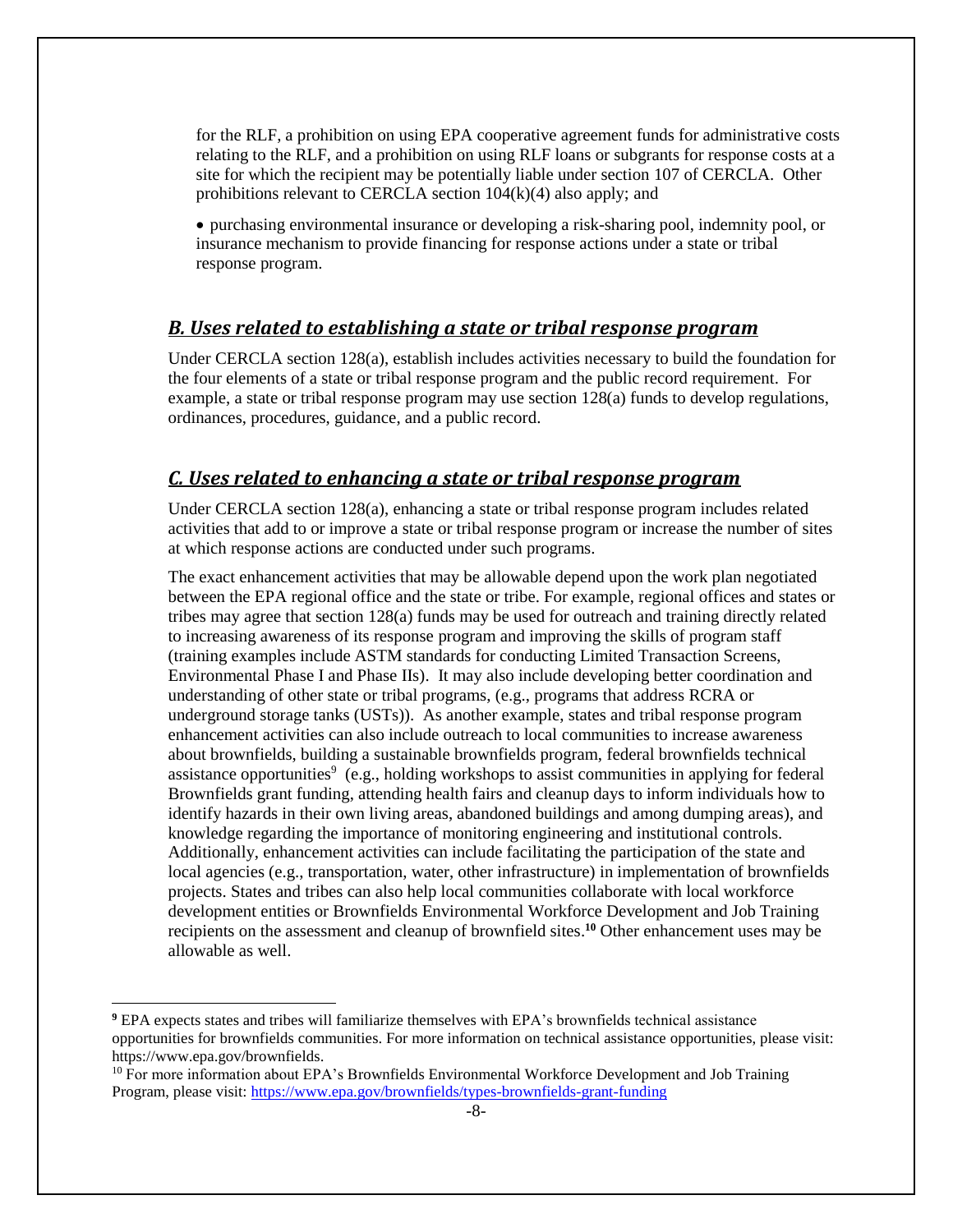for the RLF, a prohibition on using EPA cooperative agreement funds for administrative costs relating to the RLF, and a prohibition on using RLF loans or subgrants for response costs at a site for which the recipient may be potentially liable under section 107 of CERCLA. Other prohibitions relevant to CERCLA section 104(k)(4) also apply; and

- purchasing environmental insurance or developing a risk-sharing pool, indemnity pool, or insurance mechanism to provide financing for response actions under a state or tribal response program.

## *B. Uses related to establishing a state or tribal response program*

Under CERCLA section 128(a), establish includes activities necessary to build the foundation for the four elements of a state or tribal response program and the public record requirement. For example, a state or tribal response program may use section 128(a) funds to develop regulations, ordinances, procedures, guidance, and a public record.

## *C. Uses related to enhancing a state or tribal response program*

Under CERCLA section 128(a), enhancing a state or tribal response program includes related activities that add to or improve a state or tribal response program or increase the number of sites at which response actions are conducted under such programs.

The exact enhancement activities that may be allowable depend upon the work plan negotiated between the EPA regional office and the state or tribe. For example, regional offices and states or tribes may agree that section 128(a) funds may be used for outreach and training directly related to increasing awareness of its response program and improving the skills of program staff (training examples include ASTM standards for conducting Limited Transaction Screens, Environmental Phase I and Phase IIs). It may also include developing better coordination and understanding of other state or tribal programs, (e.g., programs that address RCRA or underground storage tanks (USTs)). As another example, states and tribal response program enhancement activities can also include outreach to local communities to increase awareness about brownfields, building a sustainable brownfields program, federal brownfields technical assistance opportunities[9] (e.g., holding workshops to assist communities in applying for federal Brownfields grant funding, attending health fairs and cleanup days to inform individuals how to identify hazards in their own living areas, abandoned buildings and among dumping areas), and knowledge regarding the importance of monitoring engineering and institutional controls. Additionally, enhancement activities can include facilitating the participation of the state and local agencies (e.g., transportation, water, other infrastructure) in implementation of brownfields projects. States and tribes can also help local communities collaborate with local workforce development entities or Brownfields Environmental Workforce Development and Job Training recipients on the assessment and cleanup of brownfield sites.[10] Other enhancement uses may be allowable as well.

---

[9] EPA expects states and tribes will familiarize themselves with EPA's brownfields technical assistance opportunities for brownfields communities. For more information on technical assistance opportunities, please visit: https://www.epa.gov/brownfields.

[10] For more information about EPA's Brownfields Environmental Workforce Development and Job Training Program, please visit: https://www.epa.gov/brownfields/types-brownfields-grant-funding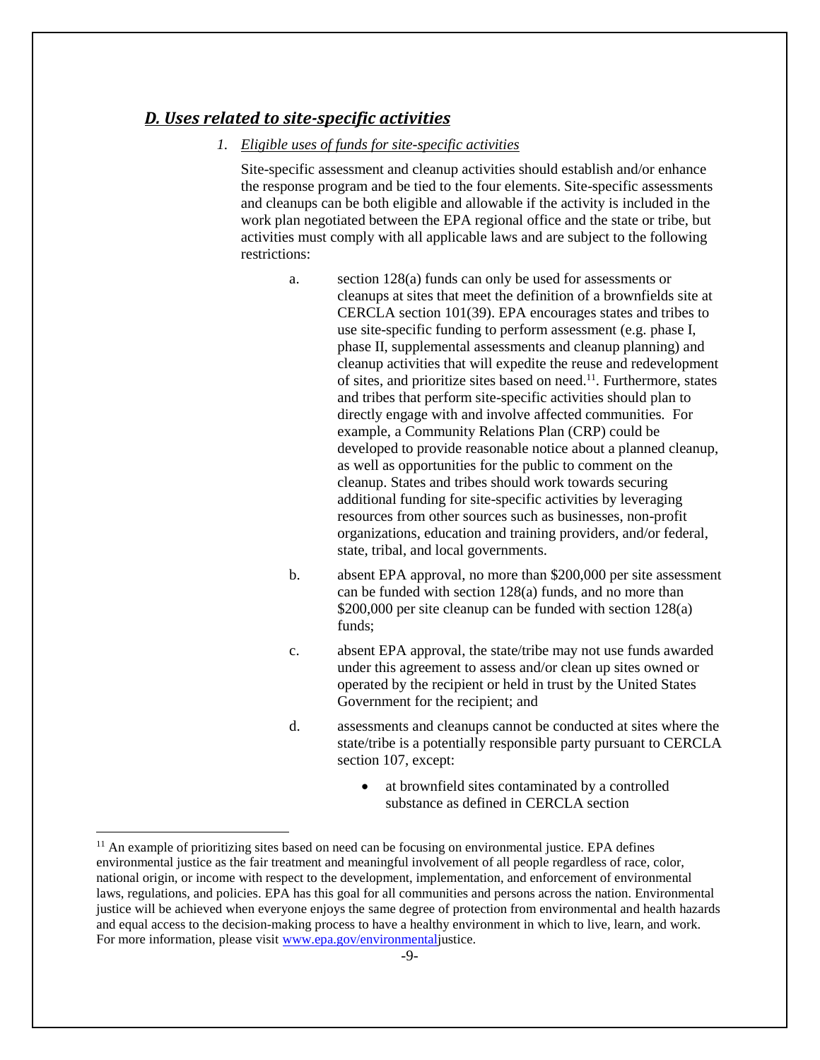## ***D. Uses related to site-specific activities***

1. *Eligible uses of funds for site-specific activities*

   Site-specific assessment and cleanup activities should establish and/or enhance the response program and be tied to the four elements. Site-specific assessments and cleanups can be both eligible and allowable if the activity is included in the work plan negotiated between the EPA regional office and the state or tribe, but activities must comply with all applicable laws and are subject to the following restrictions:

   a. section 128(a) funds can only be used for assessments or cleanups at sites that meet the definition of a brownfields site at CERCLA section 101(39). EPA encourages states and tribes to use site-specific funding to perform assessment (e.g. phase I, phase II, supplemental assessments and cleanup planning) and cleanup activities that will expedite the reuse and redevelopment of sites, and prioritize sites based on need.[11]. Furthermore, states and tribes that perform site-specific activities should plan to directly engage with and involve affected communities. For example, a Community Relations Plan (CRP) could be developed to provide reasonable notice about a planned cleanup, as well as opportunities for the public to comment on the cleanup. States and tribes should work towards securing additional funding for site-specific activities by leveraging resources from other sources such as businesses, non-profit organizations, education and training providers, and/or federal, state, tribal, and local governments.

   b. absent EPA approval, no more than $200,000 per site assessment can be funded with section 128(a) funds, and no more than $200,000 per site cleanup can be funded with section 128(a) funds;

   c. absent EPA approval, the state/tribe may not use funds awarded under this agreement to assess and/or clean up sites owned or operated by the recipient or held in trust by the United States Government for the recipient; and

   d. assessments and cleanups cannot be conducted at sites where the state/tribe is a potentially responsible party pursuant to CERCLA section 107, except:

      - at brownfield sites contaminated by a controlled substance as defined in CERCLA section

---

[11] An example of prioritizing sites based on need can be focusing on environmental justice. EPA defines environmental justice as the fair treatment and meaningful involvement of all people regardless of race, color, national origin, or income with respect to the development, implementation, and enforcement of environmental laws, regulations, and policies. EPA has this goal for all communities and persons across the nation. Environmental justice will be achieved when everyone enjoys the same degree of protection from environmental and health hazards and equal access to the decision-making process to have a healthy environment in which to live, learn, and work. For more information, please visit www.epa.gov/environmentaljustice.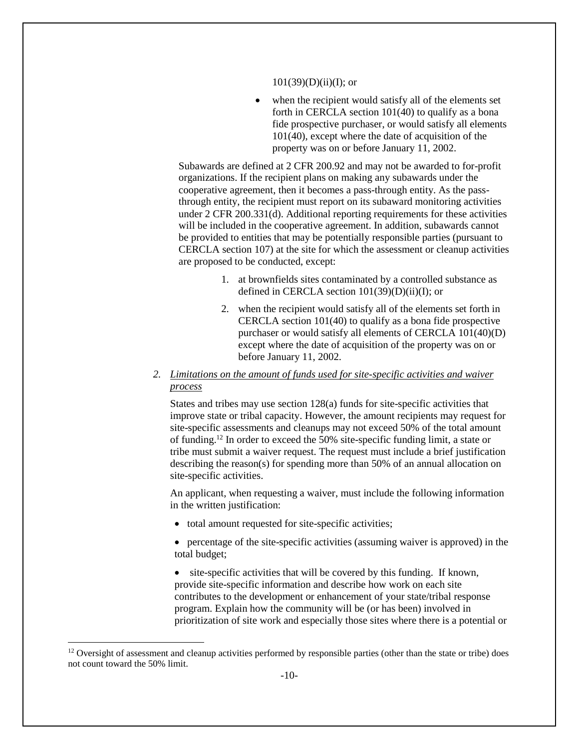101(39)(D)(ii)(I); or

- when the recipient would satisfy all of the elements set forth in CERCLA section 101(40) to qualify as a bona fide prospective purchaser, or would satisfy all elements 101(40), except where the date of acquisition of the property was on or before January 11, 2002.

Subawards are defined at 2 CFR 200.92 and may not be awarded to for-profit organizations. If the recipient plans on making any subawards under the cooperative agreement, then it becomes a pass-through entity. As the pass-through entity, the recipient must report on its subaward monitoring activities under 2 CFR 200.331(d). Additional reporting requirements for these activities will be included in the cooperative agreement. In addition, subawards cannot be provided to entities that may be potentially responsible parties (pursuant to CERCLA section 107) at the site for which the assessment or cleanup activities are proposed to be conducted, except:

1. at brownfields sites contaminated by a controlled substance as defined in CERCLA section 101(39)(D)(ii)(I); or
2. when the recipient would satisfy all of the elements set forth in CERCLA section 101(40) to qualify as a bona fide prospective purchaser or would satisfy all elements of CERCLA 101(40)(D) except where the date of acquisition of the property was on or before January 11, 2002.

2. *Limitations on the amount of funds used for site-specific activities and waiver process*

States and tribes may use section 128(a) funds for site-specific activities that improve state or tribal capacity. However, the amount recipients may request for site-specific assessments and cleanups may not exceed 50% of the total amount of funding.[12] In order to exceed the 50% site-specific funding limit, a state or tribe must submit a waiver request. The request must include a brief justification describing the reason(s) for spending more than 50% of an annual allocation on site-specific activities.

An applicant, when requesting a waiver, must include the following information in the written justification:

- total amount requested for site-specific activities;
- percentage of the site-specific activities (assuming waiver is approved) in the total budget;
- site-specific activities that will be covered by this funding. If known, provide site-specific information and describe how work on each site contributes to the development or enhancement of your state/tribal response program. Explain how the community will be (or has been) involved in prioritization of site work and especially those sites where there is a potential or

[12] Oversight of assessment and cleanup activities performed by responsible parties (other than the state or tribe) does not count toward the 50% limit.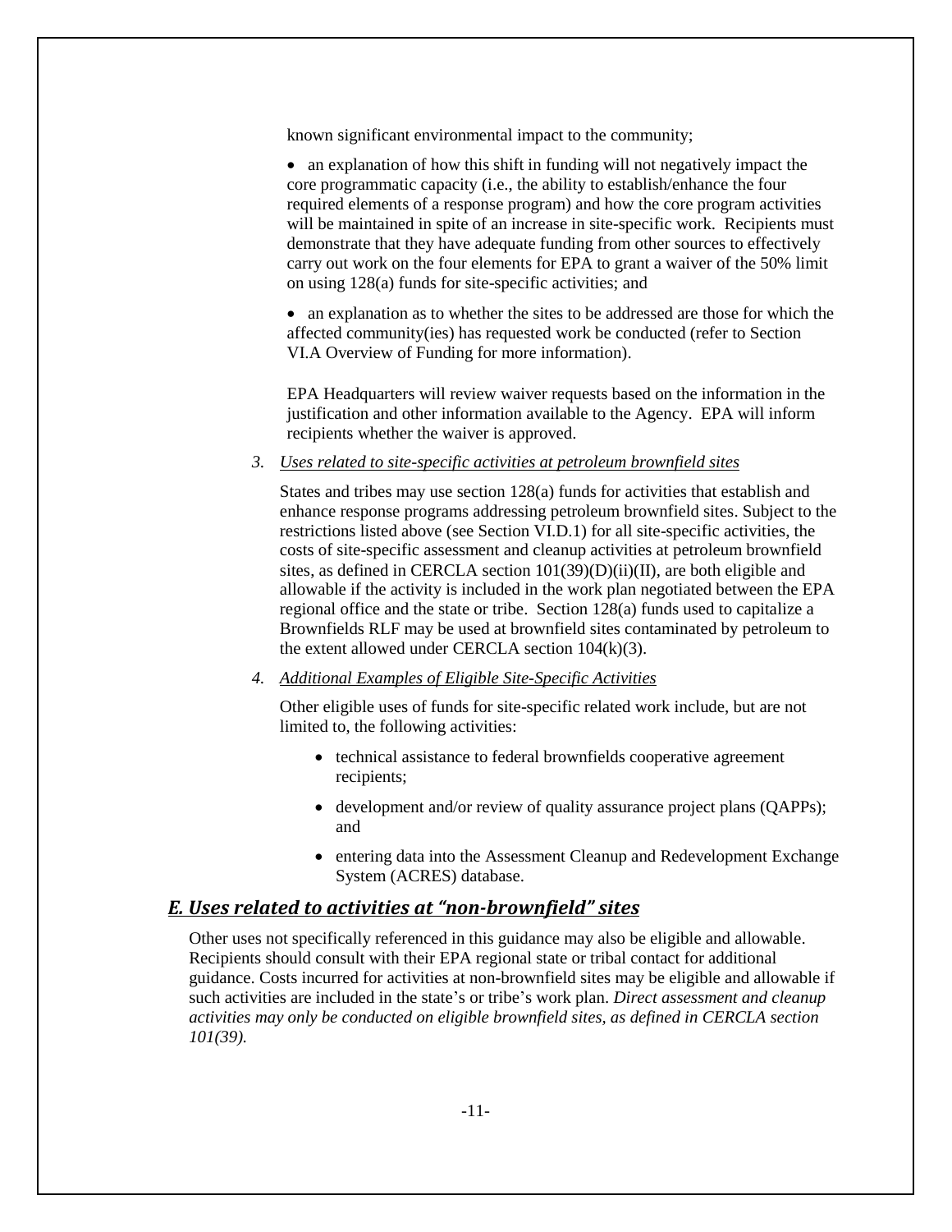known significant environmental impact to the community;

- an explanation of how this shift in funding will not negatively impact the core programmatic capacity (i.e., the ability to establish/enhance the four required elements of a response program) and how the core program activities will be maintained in spite of an increase in site-specific work. Recipients must demonstrate that they have adequate funding from other sources to effectively carry out work on the four elements for EPA to grant a waiver of the 50% limit on using 128(a) funds for site-specific activities; and

- an explanation as to whether the sites to be addressed are those for which the affected community(ies) has requested work be conducted (refer to Section VI.A Overview of Funding for more information).

EPA Headquarters will review waiver requests based on the information in the justification and other information available to the Agency. EPA will inform recipients whether the waiver is approved.

3. *Uses related to site-specific activities at petroleum brownfield sites*

   States and tribes may use section 128(a) funds for activities that establish and enhance response programs addressing petroleum brownfield sites. Subject to the restrictions listed above (see Section VI.D.1) for all site-specific activities, the costs of site-specific assessment and cleanup activities at petroleum brownfield sites, as defined in CERCLA section 101(39)(D)(ii)(II), are both eligible and allowable if the activity is included in the work plan negotiated between the EPA regional office and the state or tribe. Section 128(a) funds used to capitalize a Brownfields RLF may be used at brownfield sites contaminated by petroleum to the extent allowed under CERCLA section 104(k)(3).

4. *Additional Examples of Eligible Site-Specific Activities*

   Other eligible uses of funds for site-specific related work include, but are not limited to, the following activities:

   - technical assistance to federal brownfields cooperative agreement recipients;
   - development and/or review of quality assurance project plans (QAPPs); and
   - entering data into the Assessment Cleanup and Redevelopment Exchange System (ACRES) database.

## *E. Uses related to activities at "non-brownfield" sites*

Other uses not specifically referenced in this guidance may also be eligible and allowable. Recipients should consult with their EPA regional state or tribal contact for additional guidance. Costs incurred for activities at non-brownfield sites may be eligible and allowable if such activities are included in the state's or tribe's work plan. *Direct assessment and cleanup activities may only be conducted on eligible brownfield sites, as defined in CERCLA section 101(39).*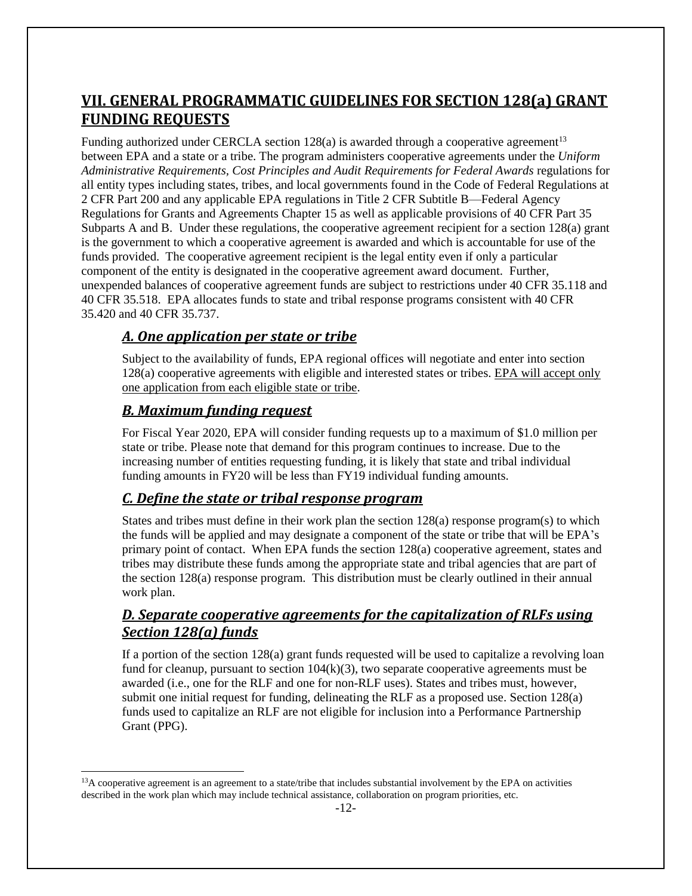## VII. GENERAL PROGRAMMATIC GUIDELINES FOR SECTION 128(a) GRANT FUNDING REQUESTS

Funding authorized under CERCLA section 128(a) is awarded through a cooperative agreement[13] between EPA and a state or a tribe. The program administers cooperative agreements under the *Uniform Administrative Requirements, Cost Principles and Audit Requirements for Federal Awards* regulations for all entity types including states, tribes, and local governments found in the Code of Federal Regulations at 2 CFR Part 200 and any applicable EPA regulations in Title 2 CFR Subtitle B—Federal Agency Regulations for Grants and Agreements Chapter 15 as well as applicable provisions of 40 CFR Part 35 Subparts A and B. Under these regulations, the cooperative agreement recipient for a section 128(a) grant is the government to which a cooperative agreement is awarded and which is accountable for use of the funds provided. The cooperative agreement recipient is the legal entity even if only a particular component of the entity is designated in the cooperative agreement award document. Further, unexpended balances of cooperative agreement funds are subject to restrictions under 40 CFR 35.118 and 40 CFR 35.518. EPA allocates funds to state and tribal response programs consistent with 40 CFR 35.420 and 40 CFR 35.737.

### *A. One application per state or tribe*

Subject to the availability of funds, EPA regional offices will negotiate and enter into section 128(a) cooperative agreements with eligible and interested states or tribes. EPA will accept only one application from each eligible state or tribe.

### *B. Maximum funding request*

For Fiscal Year 2020, EPA will consider funding requests up to a maximum of $1.0 million per state or tribe. Please note that demand for this program continues to increase. Due to the increasing number of entities requesting funding, it is likely that state and tribal individual funding amounts in FY20 will be less than FY19 individual funding amounts.

### *C. Define the state or tribal response program*

States and tribes must define in their work plan the section 128(a) response program(s) to which the funds will be applied and may designate a component of the state or tribe that will be EPA's primary point of contact. When EPA funds the section 128(a) cooperative agreement, states and tribes may distribute these funds among the appropriate state and tribal agencies that are part of the section 128(a) response program. This distribution must be clearly outlined in their annual work plan.

### *D. Separate cooperative agreements for the capitalization of RLFs using Section 128(a) funds*

If a portion of the section 128(a) grant funds requested will be used to capitalize a revolving loan fund for cleanup, pursuant to section 104(k)(3), two separate cooperative agreements must be awarded (i.e., one for the RLF and one for non-RLF uses). States and tribes must, however, submit one initial request for funding, delineating the RLF as a proposed use. Section 128(a) funds used to capitalize an RLF are not eligible for inclusion into a Performance Partnership Grant (PPG).

---

[13] A cooperative agreement is an agreement to a state/tribe that includes substantial involvement by the EPA on activities described in the work plan which may include technical assistance, collaboration on program priorities, etc.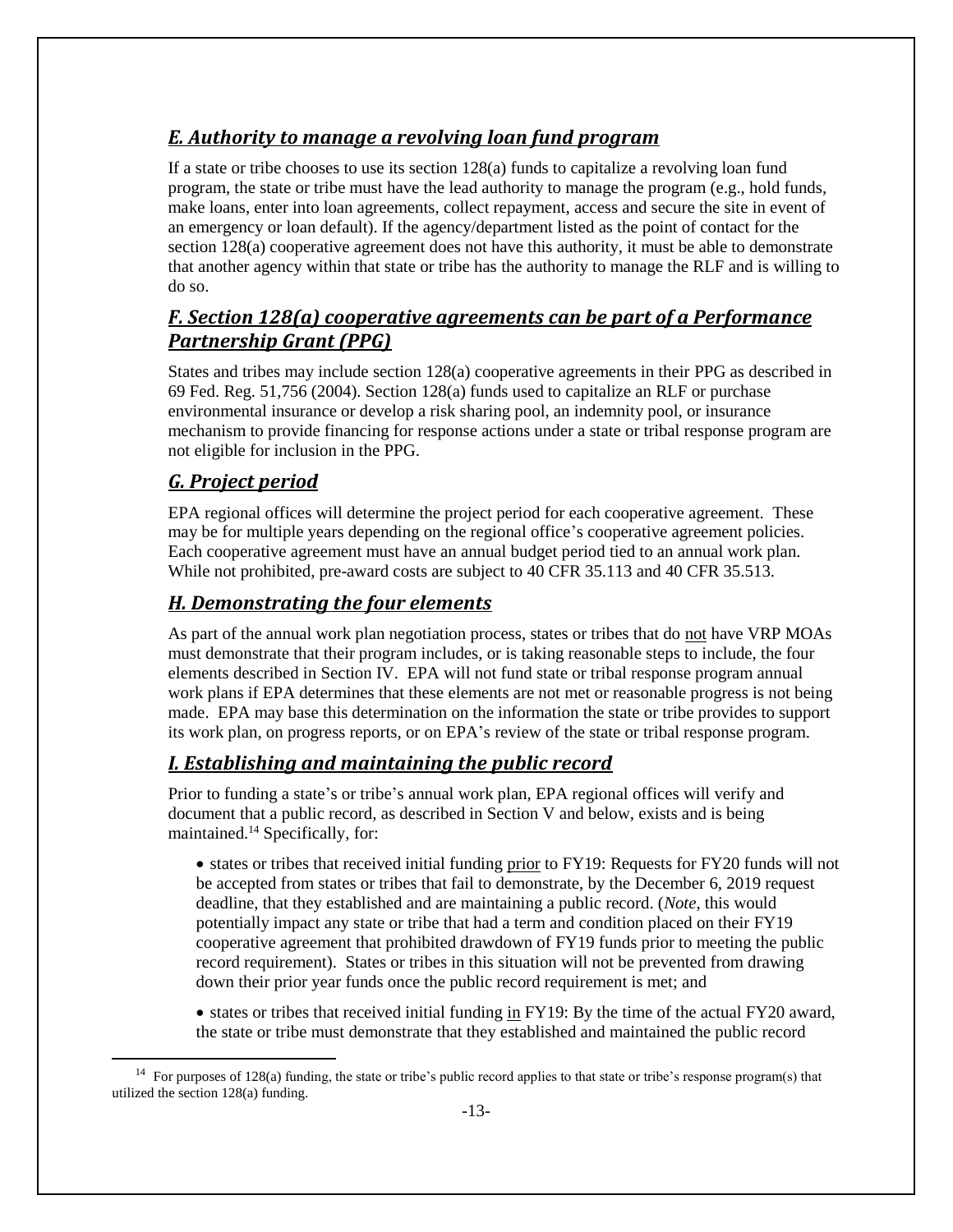### *E. Authority to manage a revolving loan fund program*

If a state or tribe chooses to use its section 128(a) funds to capitalize a revolving loan fund program, the state or tribe must have the lead authority to manage the program (e.g., hold funds, make loans, enter into loan agreements, collect repayment, access and secure the site in event of an emergency or loan default). If the agency/department listed as the point of contact for the section 128(a) cooperative agreement does not have this authority, it must be able to demonstrate that another agency within that state or tribe has the authority to manage the RLF and is willing to do so.

### *F. Section 128(a) cooperative agreements can be part of a Performance Partnership Grant (PPG)*

States and tribes may include section 128(a) cooperative agreements in their PPG as described in 69 Fed. Reg. 51,756 (2004). Section 128(a) funds used to capitalize an RLF or purchase environmental insurance or develop a risk sharing pool, an indemnity pool, or insurance mechanism to provide financing for response actions under a state or tribal response program are not eligible for inclusion in the PPG.

### *G. Project period*

EPA regional offices will determine the project period for each cooperative agreement. These may be for multiple years depending on the regional office's cooperative agreement policies. Each cooperative agreement must have an annual budget period tied to an annual work plan. While not prohibited, pre-award costs are subject to 40 CFR 35.113 and 40 CFR 35.513.

### *H. Demonstrating the four elements*

As part of the annual work plan negotiation process, states or tribes that do not have VRP MOAs must demonstrate that their program includes, or is taking reasonable steps to include, the four elements described in Section IV. EPA will not fund state or tribal response program annual work plans if EPA determines that these elements are not met or reasonable progress is not being made. EPA may base this determination on the information the state or tribe provides to support its work plan, on progress reports, or on EPA's review of the state or tribal response program.

### *I. Establishing and maintaining the public record*

Prior to funding a state's or tribe's annual work plan, EPA regional offices will verify and document that a public record, as described in Section V and below, exists and is being maintained.[14] Specifically, for:

- states or tribes that received initial funding prior to FY19: Requests for FY20 funds will not be accepted from states or tribes that fail to demonstrate, by the December 6, 2019 request deadline, that they established and are maintaining a public record. (*Note*, this would potentially impact any state or tribe that had a term and condition placed on their FY19 cooperative agreement that prohibited drawdown of FY19 funds prior to meeting the public record requirement). States or tribes in this situation will not be prevented from drawing down their prior year funds once the public record requirement is met; and

- states or tribes that received initial funding in FY19: By the time of the actual FY20 award, the state or tribe must demonstrate that they established and maintained the public record

[14] For purposes of 128(a) funding, the state or tribe's public record applies to that state or tribe's response program(s) that utilized the section 128(a) funding.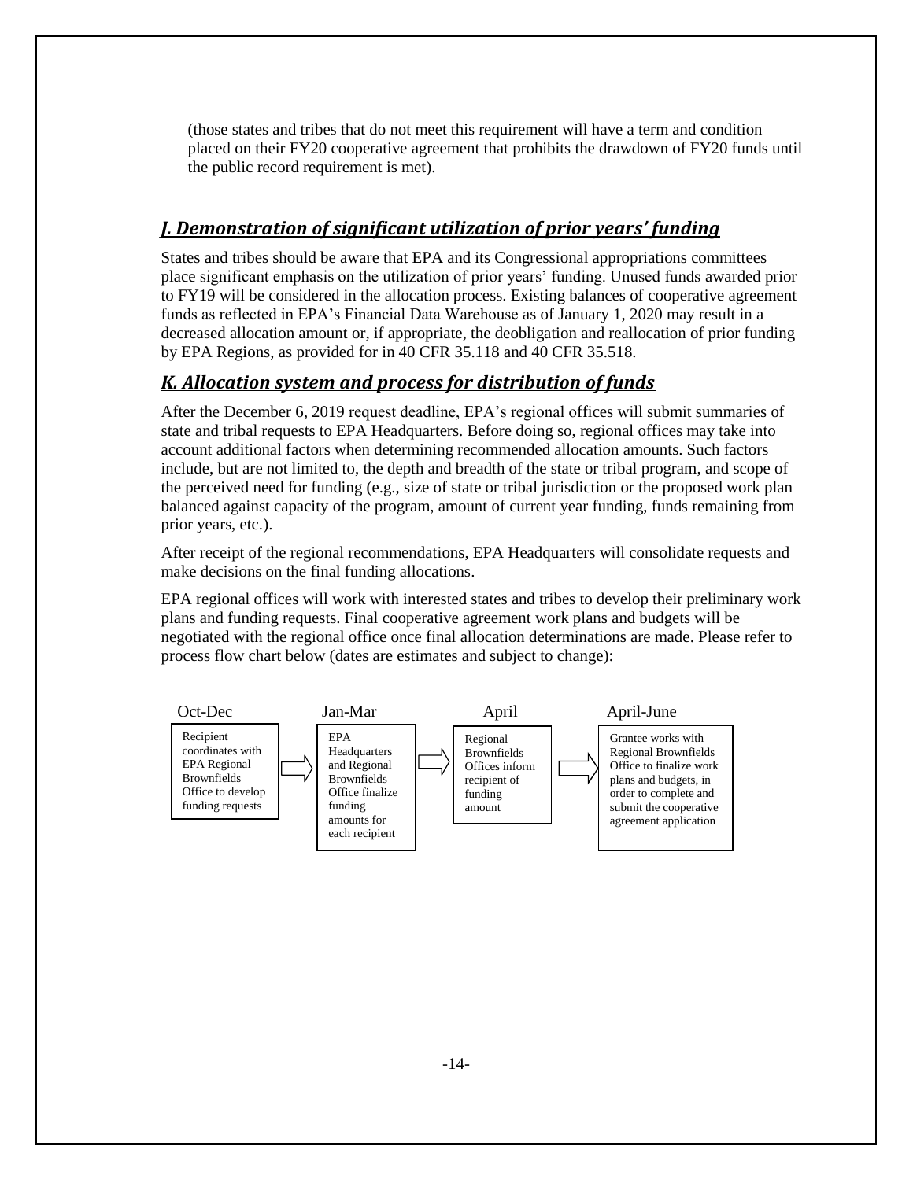(those states and tribes that do not meet this requirement will have a term and condition placed on their FY20 cooperative agreement that prohibits the drawdown of FY20 funds until the public record requirement is met).

## *J. Demonstration of significant utilization of prior years' funding*

States and tribes should be aware that EPA and its Congressional appropriations committees place significant emphasis on the utilization of prior years' funding. Unused funds awarded prior to FY19 will be considered in the allocation process. Existing balances of cooperative agreement funds as reflected in EPA's Financial Data Warehouse as of January 1, 2020 may result in a decreased allocation amount or, if appropriate, the deobligation and reallocation of prior funding by EPA Regions, as provided for in 40 CFR 35.118 and 40 CFR 35.518.

## *K. Allocation system and process for distribution of funds*

After the December 6, 2019 request deadline, EPA's regional offices will submit summaries of state and tribal requests to EPA Headquarters. Before doing so, regional offices may take into account additional factors when determining recommended allocation amounts. Such factors include, but are not limited to, the depth and breadth of the state or tribal program, and scope of the perceived need for funding (e.g., size of state or tribal jurisdiction or the proposed work plan balanced against capacity of the program, amount of current year funding, funds remaining from prior years, etc.).

After receipt of the regional recommendations, EPA Headquarters will consolidate requests and make decisions on the final funding allocations.

EPA regional offices will work with interested states and tribes to develop their preliminary work plans and funding requests. Final cooperative agreement work plans and budgets will be negotiated with the regional office once final allocation determinations are made. Please refer to process flow chart below (dates are estimates and subject to change):

| Oct-Dec | | Jan-Mar | | April | | April-June |
|---|---|---|---|---|---|---|
| Recipient coordinates with EPA Regional Brownfields Office to develop funding requests | ⇨ | EPA Headquarters and Regional Brownfields Office finalize funding amounts for each recipient | ⇨ | Regional Brownfields Offices inform recipient of funding amount | ⇨ | Grantee works with Regional Brownfields Office to finalize work plans and budgets, in order to complete and submit the cooperative agreement application |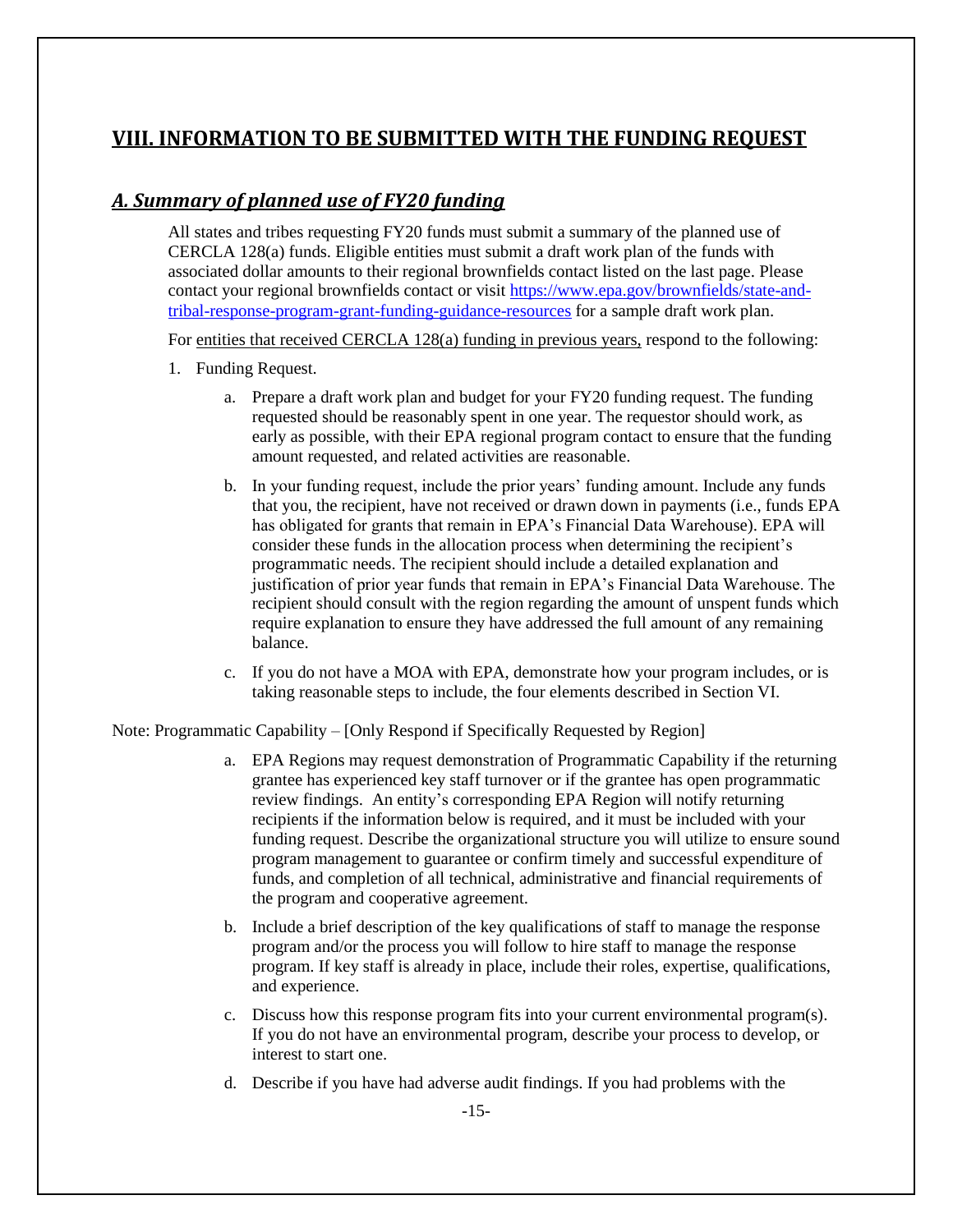## VIII. INFORMATION TO BE SUBMITTED WITH THE FUNDING REQUEST

### *A. Summary of planned use of FY20 funding*

All states and tribes requesting FY20 funds must submit a summary of the planned use of CERCLA 128(a) funds. Eligible entities must submit a draft work plan of the funds with associated dollar amounts to their regional brownfields contact listed on the last page. Please contact your regional brownfields contact or visit [https://www.epa.gov/brownfields/state-and-tribal-response-program-grant-funding-guidance-resources](https://www.epa.gov/brownfields/state-and-tribal-response-program-grant-funding-guidance-resources) for a sample draft work plan.

For entities that received CERCLA 128(a) funding in previous years, respond to the following:

1. Funding Request.
   a. Prepare a draft work plan and budget for your FY20 funding request. The funding requested should be reasonably spent in one year. The requestor should work, as early as possible, with their EPA regional program contact to ensure that the funding amount requested, and related activities are reasonable.
   b. In your funding request, include the prior years' funding amount. Include any funds that you, the recipient, have not received or drawn down in payments (i.e., funds EPA has obligated for grants that remain in EPA's Financial Data Warehouse). EPA will consider these funds in the allocation process when determining the recipient's programmatic needs. The recipient should include a detailed explanation and justification of prior year funds that remain in EPA's Financial Data Warehouse. The recipient should consult with the region regarding the amount of unspent funds which require explanation to ensure they have addressed the full amount of any remaining balance.
   c. If you do not have a MOA with EPA, demonstrate how your program includes, or is taking reasonable steps to include, the four elements described in Section VI.

Note: Programmatic Capability – [Only Respond if Specifically Requested by Region]

a. EPA Regions may request demonstration of Programmatic Capability if the returning grantee has experienced key staff turnover or if the grantee has open programmatic review findings. An entity's corresponding EPA Region will notify returning recipients if the information below is required, and it must be included with your funding request. Describe the organizational structure you will utilize to ensure sound program management to guarantee or confirm timely and successful expenditure of funds, and completion of all technical, administrative and financial requirements of the program and cooperative agreement.
b. Include a brief description of the key qualifications of staff to manage the response program and/or the process you will follow to hire staff to manage the response program. If key staff is already in place, include their roles, expertise, qualifications, and experience.
c. Discuss how this response program fits into your current environmental program(s). If you do not have an environmental program, describe your process to develop, or interest to start one.
d. Describe if you have had adverse audit findings. If you had problems with the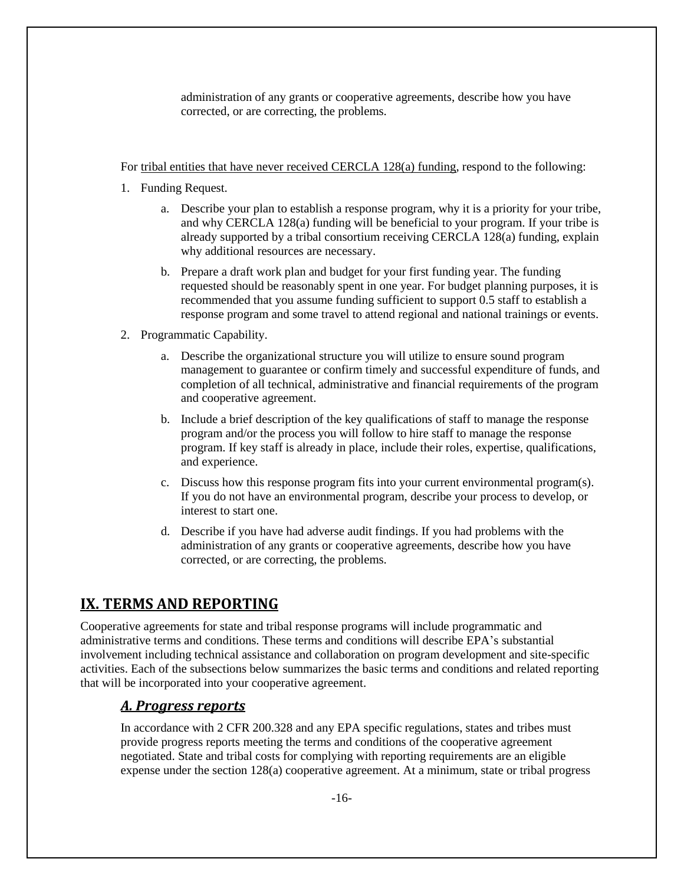administration of any grants or cooperative agreements, describe how you have corrected, or are correcting, the problems.

For tribal entities that have never received CERCLA 128(a) funding, respond to the following:

1. Funding Request.
    a. Describe your plan to establish a response program, why it is a priority for your tribe, and why CERCLA 128(a) funding will be beneficial to your program. If your tribe is already supported by a tribal consortium receiving CERCLA 128(a) funding, explain why additional resources are necessary.
    b. Prepare a draft work plan and budget for your first funding year. The funding requested should be reasonably spent in one year. For budget planning purposes, it is recommended that you assume funding sufficient to support 0.5 staff to establish a response program and some travel to attend regional and national trainings or events.
2. Programmatic Capability.
    a. Describe the organizational structure you will utilize to ensure sound program management to guarantee or confirm timely and successful expenditure of funds, and completion of all technical, administrative and financial requirements of the program and cooperative agreement.
    b. Include a brief description of the key qualifications of staff to manage the response program and/or the process you will follow to hire staff to manage the response program. If key staff is already in place, include their roles, expertise, qualifications, and experience.
    c. Discuss how this response program fits into your current environmental program(s). If you do not have an environmental program, describe your process to develop, or interest to start one.
    d. Describe if you have had adverse audit findings. If you had problems with the administration of any grants or cooperative agreements, describe how you have corrected, or are correcting, the problems.

## IX. TERMS AND REPORTING

Cooperative agreements for state and tribal response programs will include programmatic and administrative terms and conditions. These terms and conditions will describe EPA's substantial involvement including technical assistance and collaboration on program development and site-specific activities. Each of the subsections below summarizes the basic terms and conditions and related reporting that will be incorporated into your cooperative agreement.

### *A. Progress reports*

In accordance with 2 CFR 200.328 and any EPA specific regulations, states and tribes must provide progress reports meeting the terms and conditions of the cooperative agreement negotiated. State and tribal costs for complying with reporting requirements are an eligible expense under the section 128(a) cooperative agreement. At a minimum, state or tribal progress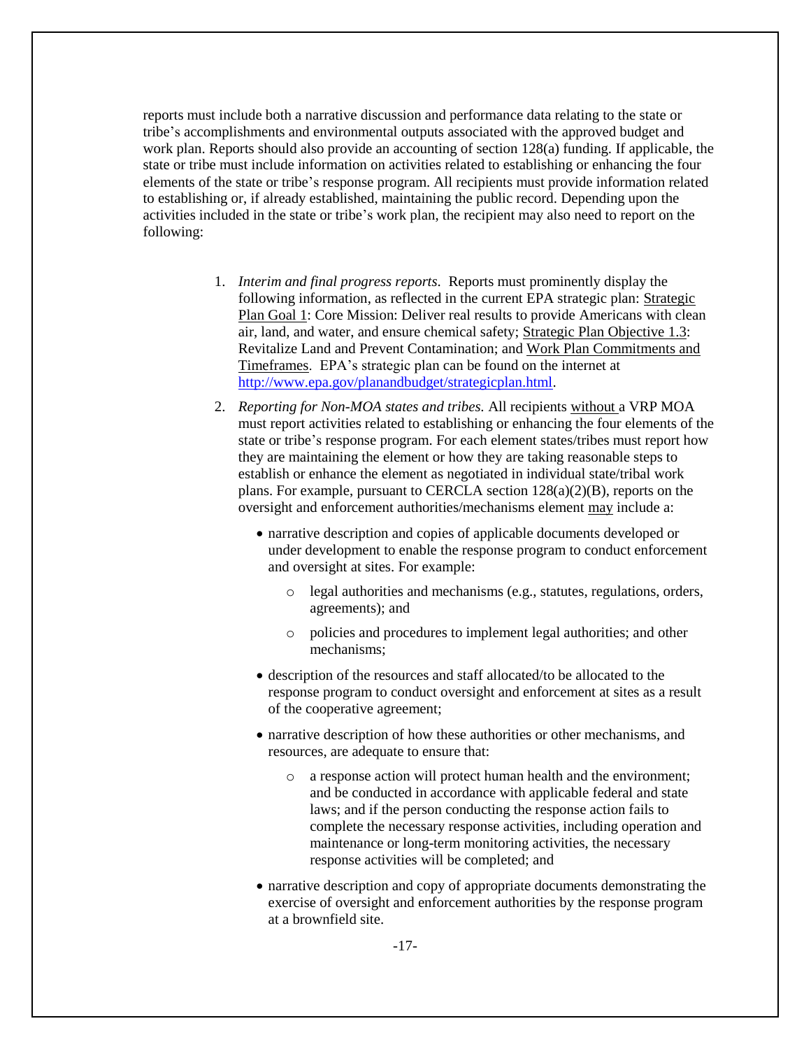reports must include both a narrative discussion and performance data relating to the state or tribe's accomplishments and environmental outputs associated with the approved budget and work plan. Reports should also provide an accounting of section 128(a) funding. If applicable, the state or tribe must include information on activities related to establishing or enhancing the four elements of the state or tribe's response program. All recipients must provide information related to establishing or, if already established, maintaining the public record. Depending upon the activities included in the state or tribe's work plan, the recipient may also need to report on the following:

1. *Interim and final progress reports*. Reports must prominently display the following information, as reflected in the current EPA strategic plan: <u>Strategic Plan Goal 1</u>: Core Mission: Deliver real results to provide Americans with clean air, land, and water, and ensure chemical safety; <u>Strategic Plan Objective 1.3</u>: Revitalize Land and Prevent Contamination; and <u>Work Plan Commitments and Timeframes</u>. EPA's strategic plan can be found on the internet at [http://www.epa.gov/planandbudget/strategicplan.html](http://www.epa.gov/planandbudget/strategicplan.html).

2. *Reporting for Non-MOA states and tribes.* All recipients <u>without</u> a VRP MOA must report activities related to establishing or enhancing the four elements of the state or tribe's response program. For each element states/tribes must report how they are maintaining the element or how they are taking reasonable steps to establish or enhance the element as negotiated in individual state/tribal work plans. For example, pursuant to CERCLA section 128(a)(2)(B), reports on the oversight and enforcement authorities/mechanisms element <u>may</u> include a:

   - narrative description and copies of applicable documents developed or under development to enable the response program to conduct enforcement and oversight at sites. For example:
     - legal authorities and mechanisms (e.g., statutes, regulations, orders, agreements); and
     - policies and procedures to implement legal authorities; and other mechanisms;
   - description of the resources and staff allocated/to be allocated to the response program to conduct oversight and enforcement at sites as a result of the cooperative agreement;
   - narrative description of how these authorities or other mechanisms, and resources, are adequate to ensure that:
     - a response action will protect human health and the environment; and be conducted in accordance with applicable federal and state laws; and if the person conducting the response action fails to complete the necessary response activities, including operation and maintenance or long-term monitoring activities, the necessary response activities will be completed; and
   - narrative description and copy of appropriate documents demonstrating the exercise of oversight and enforcement authorities by the response program at a brownfield site.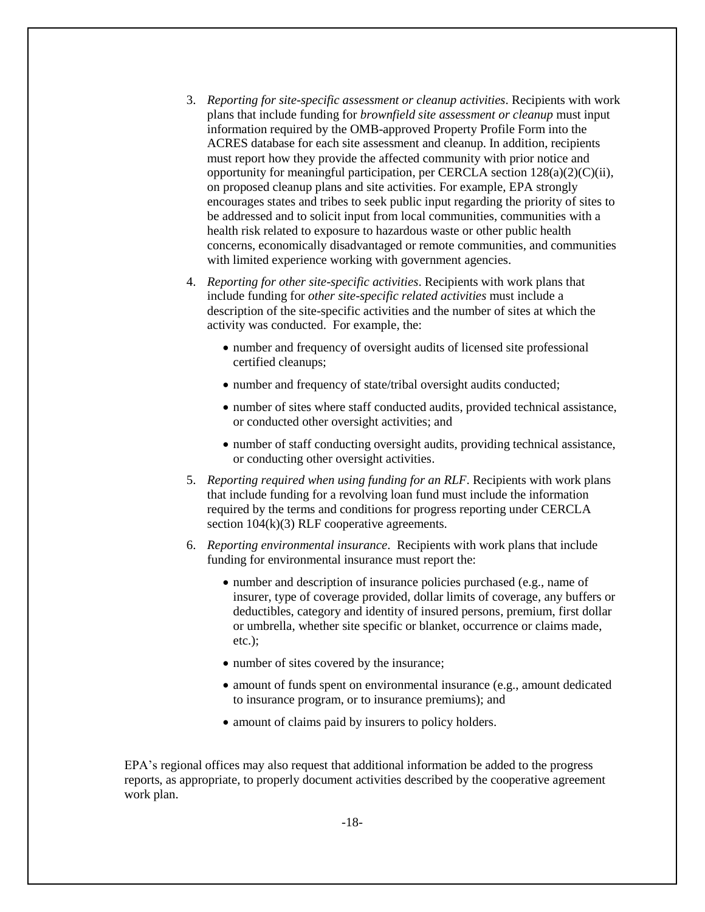3. *Reporting for site-specific assessment or cleanup activities*. Recipients with work plans that include funding for *brownfield site assessment or cleanup* must input information required by the OMB-approved Property Profile Form into the ACRES database for each site assessment and cleanup. In addition, recipients must report how they provide the affected community with prior notice and opportunity for meaningful participation, per CERCLA section 128(a)(2)(C)(ii), on proposed cleanup plans and site activities. For example, EPA strongly encourages states and tribes to seek public input regarding the priority of sites to be addressed and to solicit input from local communities, communities with a health risk related to exposure to hazardous waste or other public health concerns, economically disadvantaged or remote communities, and communities with limited experience working with government agencies.

4. *Reporting for other site-specific activities*. Recipients with work plans that include funding for *other site-specific related activities* must include a description of the site-specific activities and the number of sites at which the activity was conducted. For example, the:

   - number and frequency of oversight audits of licensed site professional certified cleanups;
   - number and frequency of state/tribal oversight audits conducted;
   - number of sites where staff conducted audits, provided technical assistance, or conducted other oversight activities; and
   - number of staff conducting oversight audits, providing technical assistance, or conducting other oversight activities.

5. *Reporting required when using funding for an RLF*. Recipients with work plans that include funding for a revolving loan fund must include the information required by the terms and conditions for progress reporting under CERCLA section 104(k)(3) RLF cooperative agreements.

6. *Reporting environmental insurance*. Recipients with work plans that include funding for environmental insurance must report the:

   - number and description of insurance policies purchased (e.g., name of insurer, type of coverage provided, dollar limits of coverage, any buffers or deductibles, category and identity of insured persons, premium, first dollar or umbrella, whether site specific or blanket, occurrence or claims made, etc.);
   - number of sites covered by the insurance;
   - amount of funds spent on environmental insurance (e.g., amount dedicated to insurance program, or to insurance premiums); and
   - amount of claims paid by insurers to policy holders.

EPA's regional offices may also request that additional information be added to the progress reports, as appropriate, to properly document activities described by the cooperative agreement work plan.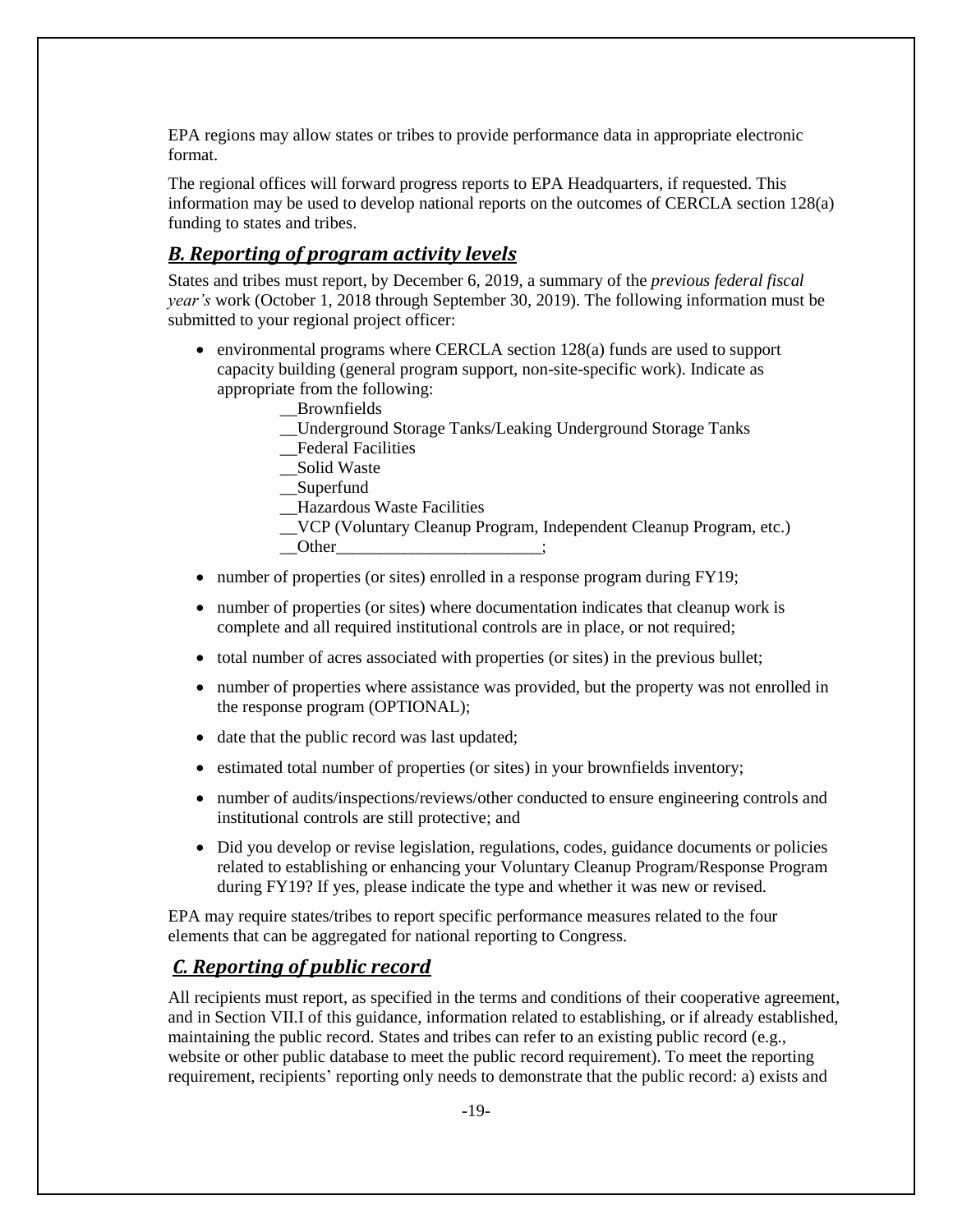EPA regions may allow states or tribes to provide performance data in appropriate electronic format.

The regional offices will forward progress reports to EPA Headquarters, if requested. This information may be used to develop national reports on the outcomes of CERCLA section 128(a) funding to states and tribes.

## *B. Reporting of program activity levels*

States and tribes must report, by December 6, 2019, a summary of the *previous federal fiscal year's* work (October 1, 2018 through September 30, 2019). The following information must be submitted to your regional project officer:

- environmental programs where CERCLA section 128(a) funds are used to support capacity building (general program support, non-site-specific work). Indicate as appropriate from the following:
  - __Brownfields
  - __Underground Storage Tanks/Leaking Underground Storage Tanks
  - __Federal Facilities
  - __Solid Waste
  - __Superfund
  - __Hazardous Waste Facilities
  - __VCP (Voluntary Cleanup Program, Independent Cleanup Program, etc.)
  - __Other________________________;
- number of properties (or sites) enrolled in a response program during FY19;
- number of properties (or sites) where documentation indicates that cleanup work is complete and all required institutional controls are in place, or not required;
- total number of acres associated with properties (or sites) in the previous bullet;
- number of properties where assistance was provided, but the property was not enrolled in the response program (OPTIONAL);
- date that the public record was last updated;
- estimated total number of properties (or sites) in your brownfields inventory;
- number of audits/inspections/reviews/other conducted to ensure engineering controls and institutional controls are still protective; and
- Did you develop or revise legislation, regulations, codes, guidance documents or policies related to establishing or enhancing your Voluntary Cleanup Program/Response Program during FY19? If yes, please indicate the type and whether it was new or revised.

EPA may require states/tribes to report specific performance measures related to the four elements that can be aggregated for national reporting to Congress.

## *C. Reporting of public record*

All recipients must report, as specified in the terms and conditions of their cooperative agreement, and in Section VII.I of this guidance, information related to establishing, or if already established, maintaining the public record. States and tribes can refer to an existing public record (e.g., website or other public database to meet the public record requirement). To meet the reporting requirement, recipients' reporting only needs to demonstrate that the public record: a) exists and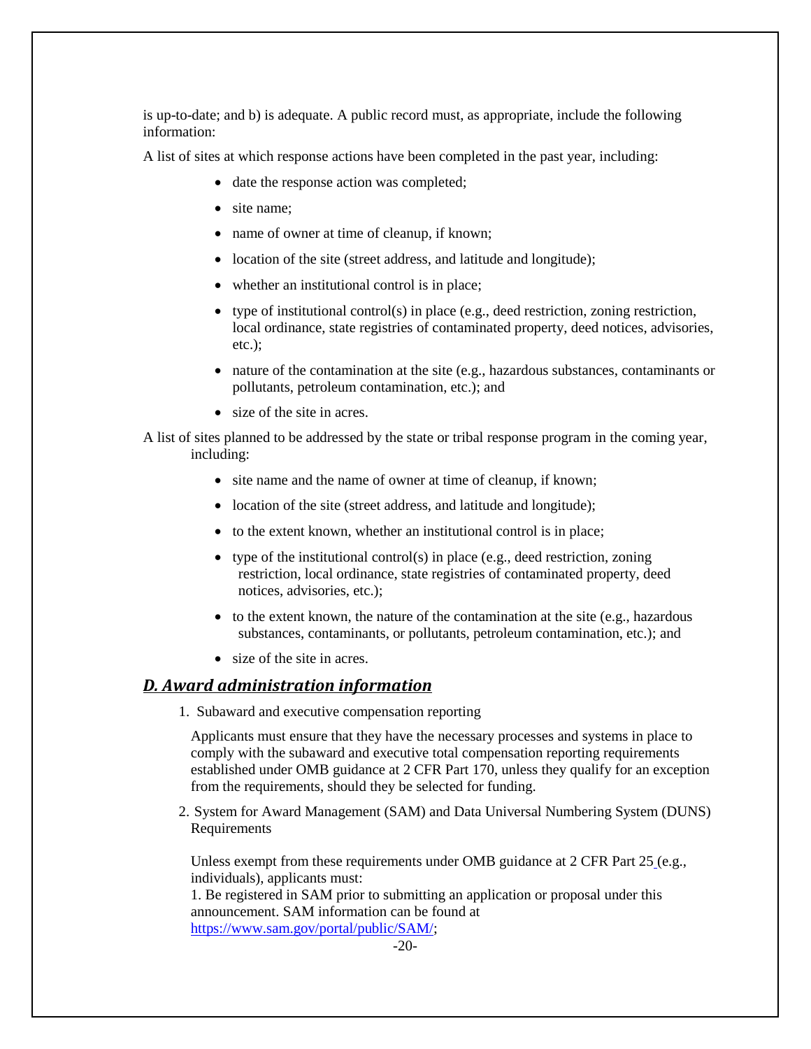is up-to-date; and b) is adequate. A public record must, as appropriate, include the following information:

A list of sites at which response actions have been completed in the past year, including:

- date the response action was completed;
- site name;
- name of owner at time of cleanup, if known;
- location of the site (street address, and latitude and longitude);
- whether an institutional control is in place;
- type of institutional control(s) in place (e.g., deed restriction, zoning restriction, local ordinance, state registries of contaminated property, deed notices, advisories, etc.);
- nature of the contamination at the site (e.g., hazardous substances, contaminants or pollutants, petroleum contamination, etc.); and
- size of the site in acres.

A list of sites planned to be addressed by the state or tribal response program in the coming year, including:

- site name and the name of owner at time of cleanup, if known;
- location of the site (street address, and latitude and longitude);
- to the extent known, whether an institutional control is in place;
- type of the institutional control(s) in place (e.g., deed restriction, zoning restriction, local ordinance, state registries of contaminated property, deed notices, advisories, etc.);
- to the extent known, the nature of the contamination at the site (e.g., hazardous substances, contaminants, or pollutants, petroleum contamination, etc.); and
- size of the site in acres.

## *D. Award administration information*

1. Subaward and executive compensation reporting

   Applicants must ensure that they have the necessary processes and systems in place to comply with the subaward and executive total compensation reporting requirements established under OMB guidance at 2 CFR Part 170, unless they qualify for an exception from the requirements, should they be selected for funding.

2. System for Award Management (SAM) and Data Universal Numbering System (DUNS) Requirements

   Unless exempt from these requirements under OMB guidance at 2 CFR Part 25 (e.g., individuals), applicants must:
   1. Be registered in SAM prior to submitting an application or proposal under this announcement. SAM information can be found at https://www.sam.gov/portal/public/SAM/;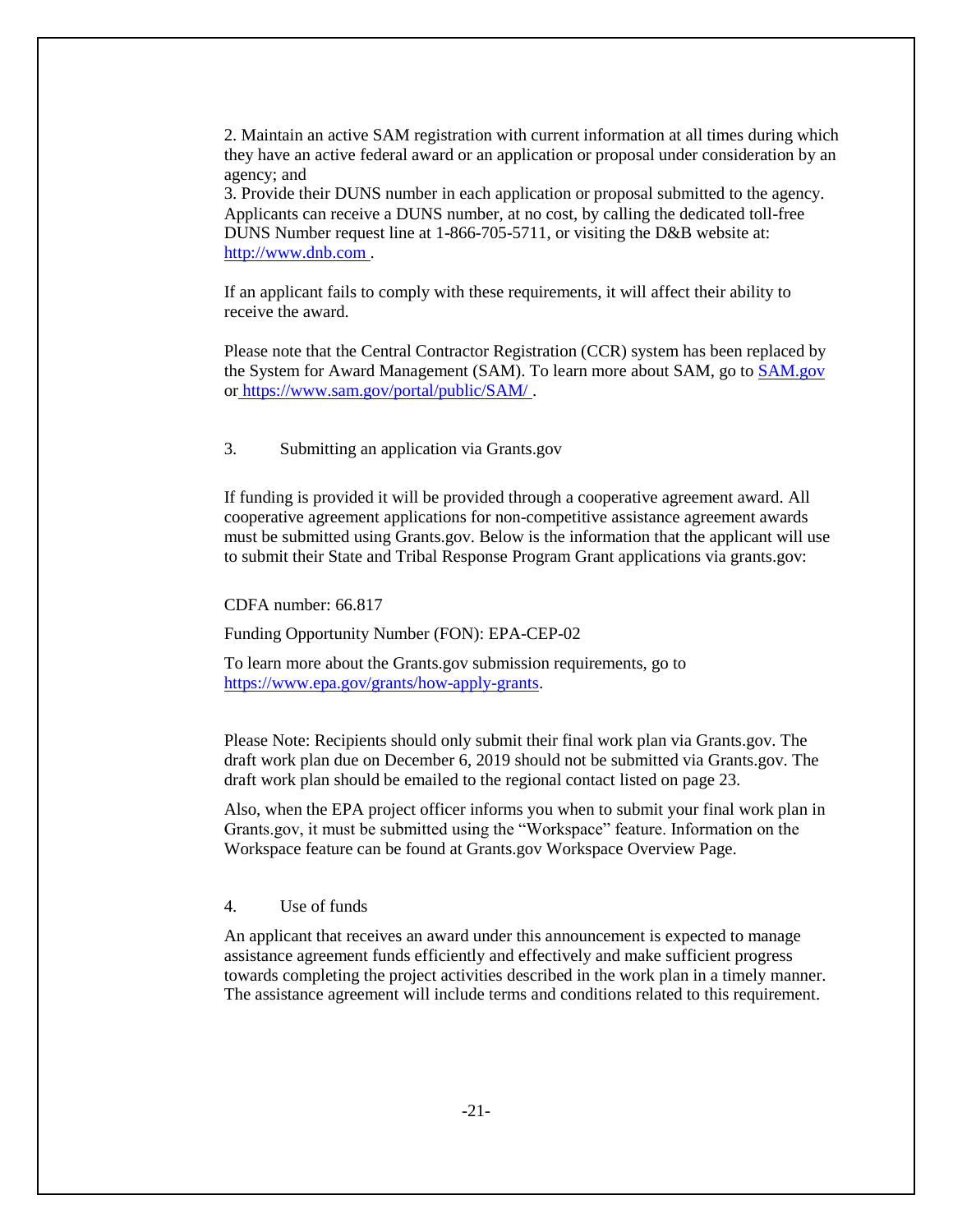2. Maintain an active SAM registration with current information at all times during which they have an active federal award or an application or proposal under consideration by an agency; and
3. Provide their DUNS number in each application or proposal submitted to the agency. Applicants can receive a DUNS number, at no cost, by calling the dedicated toll-free DUNS Number request line at 1-866-705-5711, or visiting the D&B website at: [http://www.dnb.com](http://www.dnb.com).

If an applicant fails to comply with these requirements, it will affect their ability to receive the award.

Please note that the Central Contractor Registration (CCR) system has been replaced by the System for Award Management (SAM). To learn more about SAM, go to [SAM.gov](SAM.gov) or [https://www.sam.gov/portal/public/SAM/](https://www.sam.gov/portal/public/SAM/).

### 3. Submitting an application via Grants.gov

If funding is provided it will be provided through a cooperative agreement award. All cooperative agreement applications for non-competitive assistance agreement awards must be submitted using Grants.gov. Below is the information that the applicant will use to submit their State and Tribal Response Program Grant applications via grants.gov:

CDFA number: 66.817

Funding Opportunity Number (FON): EPA-CEP-02

To learn more about the Grants.gov submission requirements, go to [https://www.epa.gov/grants/how-apply-grants](https://www.epa.gov/grants/how-apply-grants).

Please Note: Recipients should only submit their final work plan via Grants.gov. The draft work plan due on December 6, 2019 should not be submitted via Grants.gov. The draft work plan should be emailed to the regional contact listed on page 23.

Also, when the EPA project officer informs you when to submit your final work plan in Grants.gov, it must be submitted using the "Workspace" feature. Information on the Workspace feature can be found at Grants.gov Workspace Overview Page.

### 4. Use of funds

An applicant that receives an award under this announcement is expected to manage assistance agreement funds efficiently and effectively and make sufficient progress towards completing the project activities described in the work plan in a timely manner. The assistance agreement will include terms and conditions related to this requirement.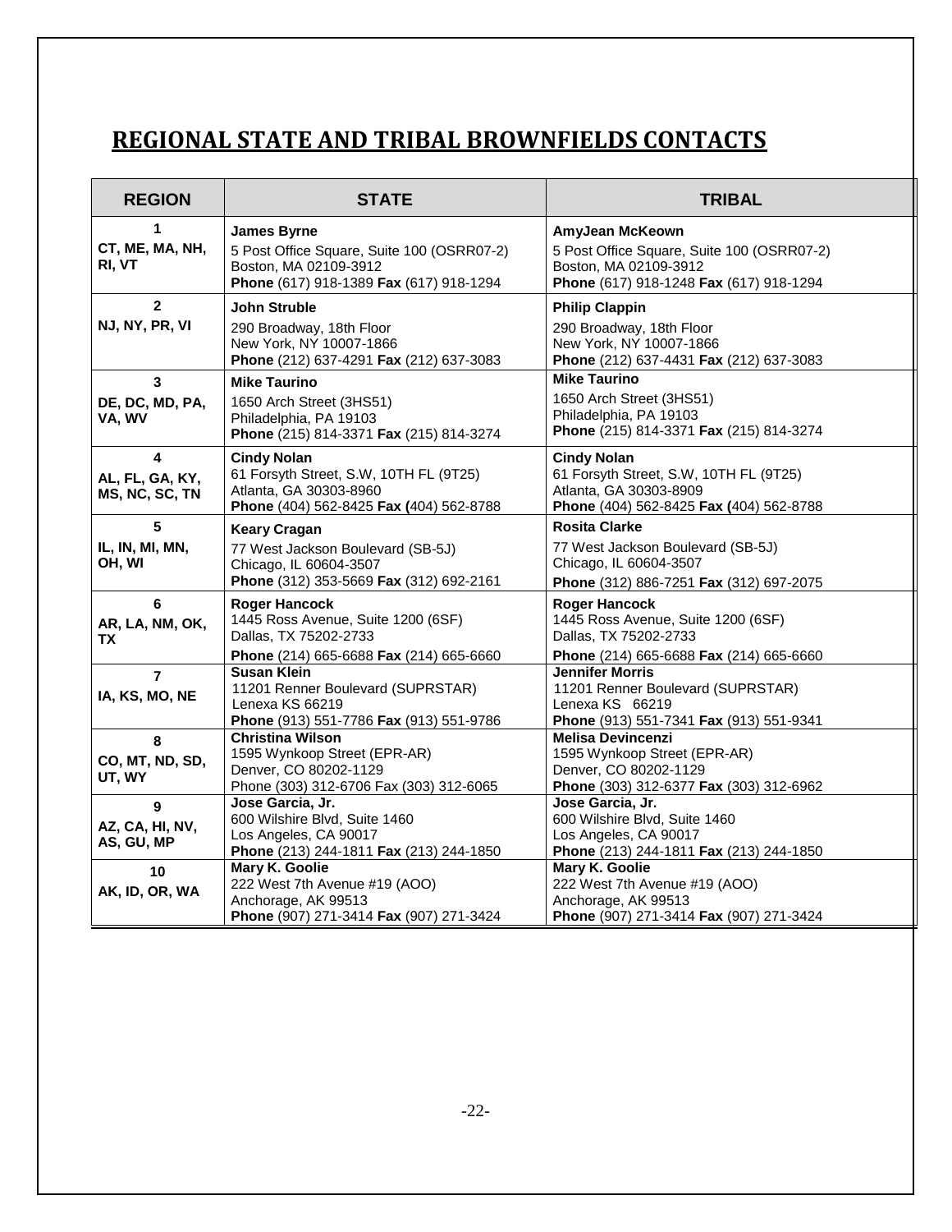# REGIONAL STATE AND TRIBAL BROWNFIELDS CONTACTS

| REGION | STATE | TRIBAL |
|---|---|---|
| **1**<br>**CT, ME, MA, NH, RI, VT** | **James Byrne**<br>5 Post Office Square, Suite 100 (OSRR07-2)<br>Boston, MA 02109-3912<br>**Phone** (617) 918-1389 **Fax** (617) 918-1294 | **AmyJean McKeown**<br>5 Post Office Square, Suite 100 (OSRR07-2)<br>Boston, MA 02109-3912<br>**Phone** (617) 918-1248 **Fax** (617) 918-1294 |
| **2**<br>**NJ, NY, PR, VI** | **John Struble**<br>290 Broadway, 18th Floor<br>New York, NY 10007-1866<br>**Phone** (212) 637-4291 **Fax** (212) 637-3083 | **Philip Clappin**<br>290 Broadway, 18th Floor<br>New York, NY 10007-1866<br>**Phone** (212) 637-4431 **Fax** (212) 637-3083 |
| **3**<br>**DE, DC, MD, PA, VA, WV** | **Mike Taurino**<br>1650 Arch Street (3HS51)<br>Philadelphia, PA 19103<br>**Phone** (215) 814-3371 **Fax** (215) 814-3274 | **Mike Taurino**<br>1650 Arch Street (3HS51)<br>Philadelphia, PA 19103<br>**Phone** (215) 814-3371 **Fax** (215) 814-3274 |
| **4**<br>**AL, FL, GA, KY, MS, NC, SC, TN** | **Cindy Nolan**<br>61 Forsyth Street, S.W, 10TH FL (9T25)<br>Atlanta, GA 30303-8960<br>**Phone** (404) 562-8425 **Fax (**404) 562-8788 | **Cindy Nolan**<br>61 Forsyth Street, S.W, 10TH FL (9T25)<br>Atlanta, GA 30303-8909<br>**Phone** (404) 562-8425 **Fax (**404) 562-8788 |
| **5**<br>**IL, IN, MI, MN, OH, WI** | **Keary Cragan**<br>77 West Jackson Boulevard (SB-5J)<br>Chicago, IL 60604-3507<br>**Phone** (312) 353-5669 **Fax** (312) 692-2161 | **Rosita Clarke**<br>77 West Jackson Boulevard (SB-5J)<br>Chicago, IL 60604-3507<br>**Phone** (312) 886-7251 **Fax** (312) 697-2075 |
| **6**<br>**AR, LA, NM, OK, TX** | **Roger Hancock**<br>1445 Ross Avenue, Suite 1200 (6SF)<br>Dallas, TX 75202-2733<br>**Phone** (214) 665-6688 **Fax** (214) 665-6660 | **Roger Hancock**<br>1445 Ross Avenue, Suite 1200 (6SF)<br>Dallas, TX 75202-2733<br>**Phone** (214) 665-6688 **Fax** (214) 665-6660 |
| **7**<br>**IA, KS, MO, NE** | **Susan Klein**<br>11201 Renner Boulevard (SUPRSTAR)<br>Lenexa KS 66219<br>**Phone** (913) 551-7786 **Fax** (913) 551-9786 | **Jennifer Morris**<br>11201 Renner Boulevard (SUPRSTAR)<br>Lenexa KS 66219<br>**Phone** (913) 551-7341 **Fax** (913) 551-9341 |
| **8**<br>**CO, MT, ND, SD, UT, WY** | **Christina Wilson**<br>1595 Wynkoop Street (EPR-AR)<br>Denver, CO 80202-1129<br>Phone (303) 312-6706 Fax (303) 312-6065 | **Melisa Devincenzi**<br>1595 Wynkoop Street (EPR-AR)<br>Denver, CO 80202-1129<br>**Phone** (303) 312-6377 **Fax** (303) 312-6962 |
| **9**<br>**AZ, CA, HI, NV, AS, GU, MP** | **Jose Garcia, Jr.**<br>600 Wilshire Blvd, Suite 1460<br>Los Angeles, CA 90017<br>**Phone** (213) 244-1811 **Fax** (213) 244-1850 | **Jose Garcia, Jr.**<br>600 Wilshire Blvd, Suite 1460<br>Los Angeles, CA 90017<br>**Phone** (213) 244-1811 **Fax** (213) 244-1850 |
| **10**<br>**AK, ID, OR, WA** | **Mary K. Goolie**<br>222 West 7th Avenue #19 (AOO)<br>Anchorage, AK 99513<br>**Phone** (907) 271-3414 **Fax** (907) 271-3424 | **Mary K. Goolie**<br>222 West 7th Avenue #19 (AOO)<br>Anchorage, AK 99513<br>**Phone** (907) 271-3414 **Fax** (907) 271-3424 |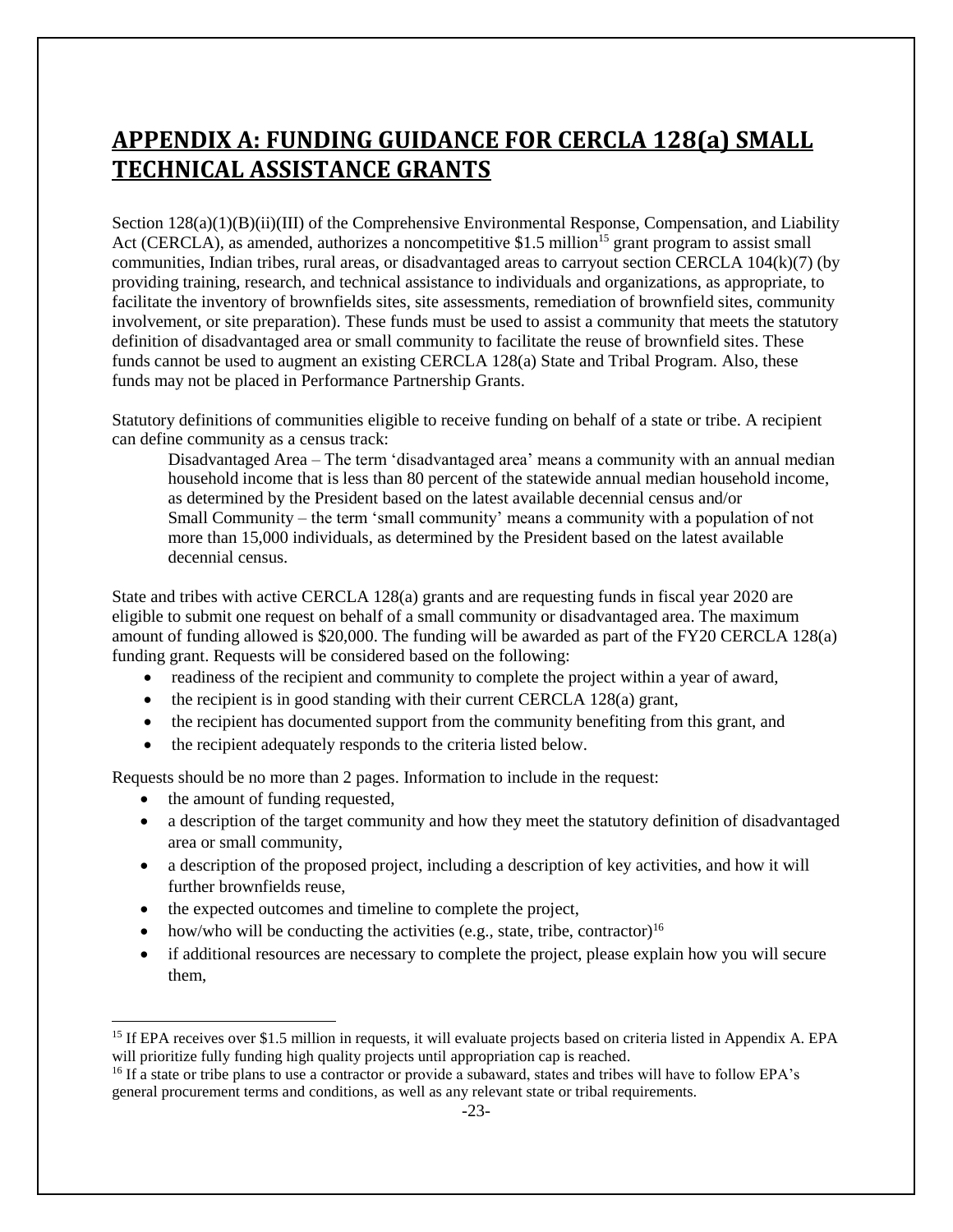# APPENDIX A: FUNDING GUIDANCE FOR CERCLA 128(a) SMALL TECHNICAL ASSISTANCE GRANTS

Section 128(a)(1)(B)(ii)(III) of the Comprehensive Environmental Response, Compensation, and Liability Act (CERCLA), as amended, authorizes a noncompetitive $1.5 million[15] grant program to assist small communities, Indian tribes, rural areas, or disadvantaged areas to carryout section CERCLA 104(k)(7) (by providing training, research, and technical assistance to individuals and organizations, as appropriate, to facilitate the inventory of brownfields sites, site assessments, remediation of brownfield sites, community involvement, or site preparation). These funds must be used to assist a community that meets the statutory definition of disadvantaged area or small community to facilitate the reuse of brownfield sites. These funds cannot be used to augment an existing CERCLA 128(a) State and Tribal Program. Also, these funds may not be placed in Performance Partnership Grants.

Statutory definitions of communities eligible to receive funding on behalf of a state or tribe. A recipient can define community as a census track:

> Disadvantaged Area – The term 'disadvantaged area' means a community with an annual median household income that is less than 80 percent of the statewide annual median household income, as determined by the President based on the latest available decennial census and/or
> Small Community – the term 'small community' means a community with a population of not more than 15,000 individuals, as determined by the President based on the latest available decennial census.

State and tribes with active CERCLA 128(a) grants and are requesting funds in fiscal year 2020 are eligible to submit one request on behalf of a small community or disadvantaged area. The maximum amount of funding allowed is $20,000. The funding will be awarded as part of the FY20 CERCLA 128(a) funding grant. Requests will be considered based on the following:

- readiness of the recipient and community to complete the project within a year of award,
- the recipient is in good standing with their current CERCLA 128(a) grant,
- the recipient has documented support from the community benefiting from this grant, and
- the recipient adequately responds to the criteria listed below.

Requests should be no more than 2 pages. Information to include in the request:

- the amount of funding requested,
- a description of the target community and how they meet the statutory definition of disadvantaged area or small community,
- a description of the proposed project, including a description of key activities, and how it will further brownfields reuse,
- the expected outcomes and timeline to complete the project,
- how/who will be conducting the activities (e.g., state, tribe, contractor)[16]
- if additional resources are necessary to complete the project, please explain how you will secure them,

---

[15] If EPA receives over $1.5 million in requests, it will evaluate projects based on criteria listed in Appendix A. EPA will prioritize fully funding high quality projects until appropriation cap is reached.

[16] If a state or tribe plans to use a contractor or provide a subaward, states and tribes will have to follow EPA's general procurement terms and conditions, as well as any relevant state or tribal requirements.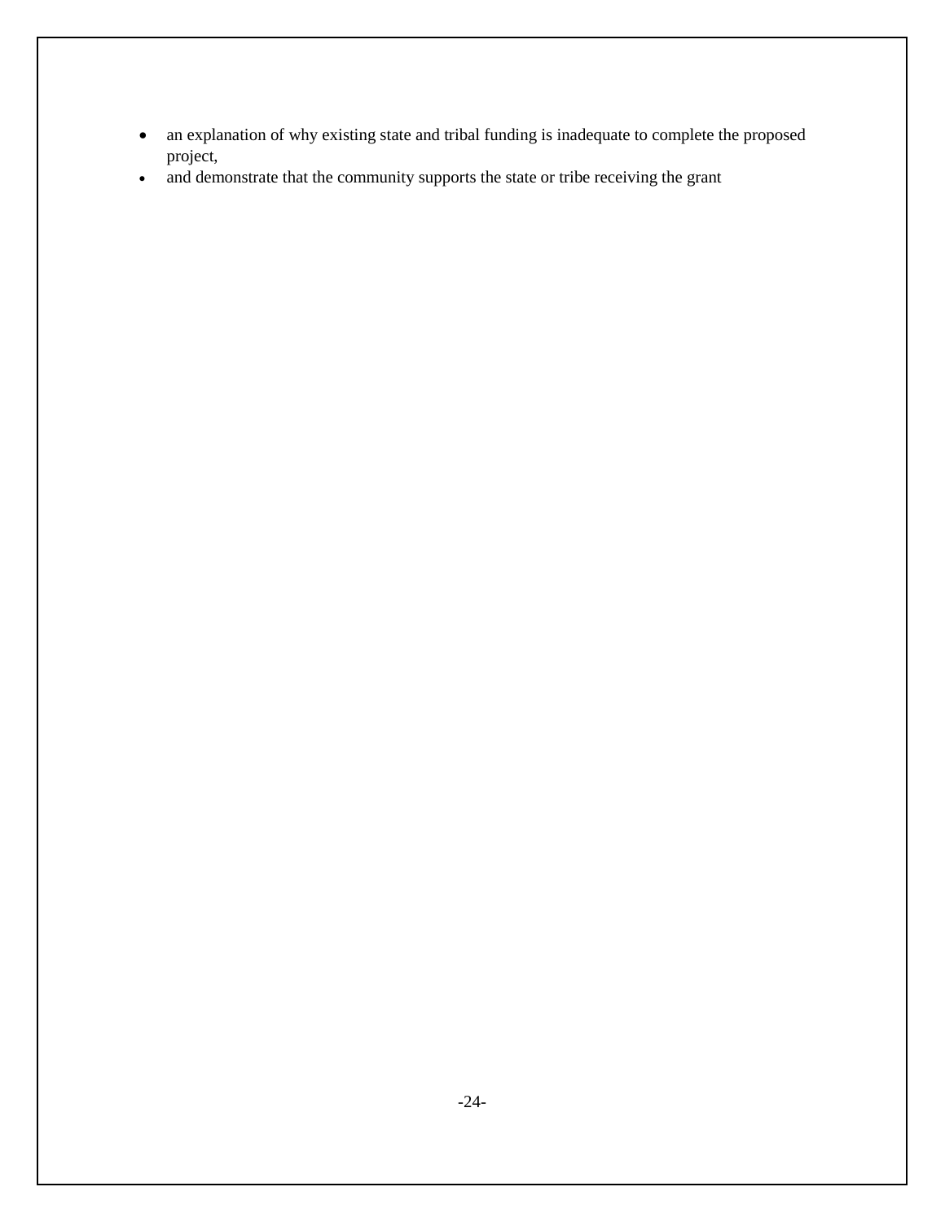- an explanation of why existing state and tribal funding is inadequate to complete the proposed project,
- and demonstrate that the community supports the state or tribe receiving the grant